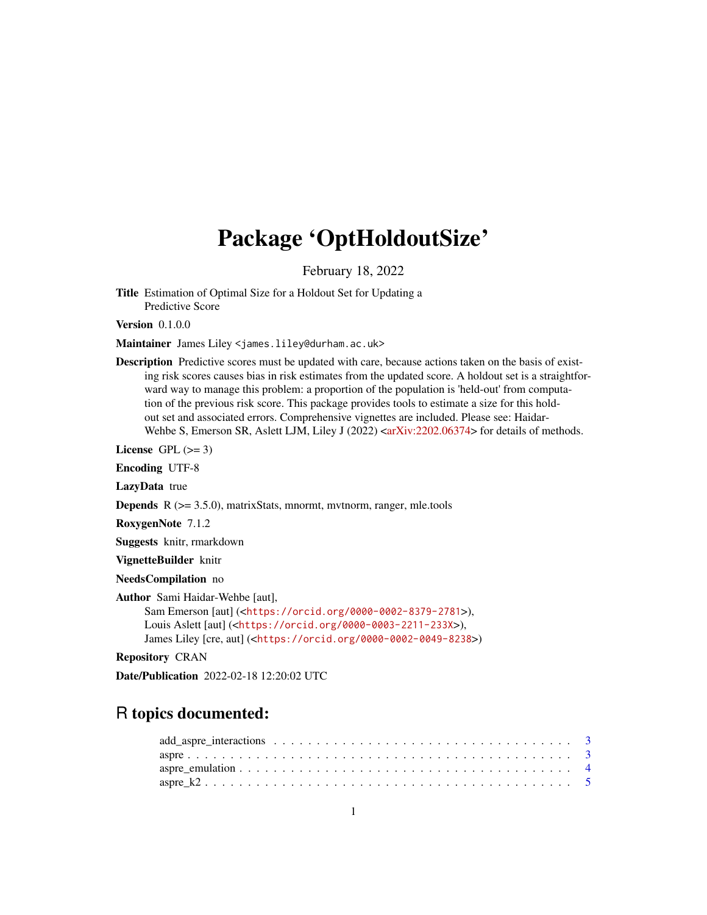# Package 'OptHoldoutSize'

February 18, 2022

**Title** Estimation of Optimal Size for a Holdout Set for Updating a Predictive Score

**Version** 0.1.0.0

**Maintainer** James Liley <james.liley@durham.ac.uk>

**Description** Predictive scores must be updated with care, because actions taken on the basis of existing risk scores causes bias in risk estimates from the updated score. A holdout set is a straightforward way to manage this problem: a proportion of the population is 'held-out' from computation of the previous risk score. This package provides tools to estimate a size for this holdout set and associated errors. Comprehensive vignettes are included. Please see: Haidar-Wehbe S, Emerson SR, Aslett LJM, Liley J (2022) <arXiv:2202.06374> for details of methods.

**License** GPL (>= 3)

**Encoding** UTF-8

**LazyData** true

**Depends** R (>= 3.5.0), matrixStats, mnormt, mvtnorm, ranger, mle.tools

**RoxygenNote** 7.1.2

**Suggests** knitr, rmarkdown

**VignetteBuilder** knitr

**NeedsCompilation** no

**Author** Sami Haidar-Wehbe [aut],
Sam Emerson [aut] (<https://orcid.org/0000-0002-8379-2781>),
Louis Aslett [aut] (<https://orcid.org/0000-0003-2211-233X>),
James Liley [cre, aut] (<https://orcid.org/0000-0002-0049-8238>)

**Repository** CRAN

**Date/Publication** 2022-02-18 12:20:02 UTC

## R topics documented:

add_aspre_interactions . . . . . . . . . . . . . . . . . . . . . . . . . . . . . . . . . . . 3
aspre . . . . . . . . . . . . . . . . . . . . . . . . . . . . . . . . . . . . . . . . . . . . . 3
aspre_emulation . . . . . . . . . . . . . . . . . . . . . . . . . . . . . . . . . . . . . . . 4
aspre_k2 . . . . . . . . . . . . . . . . . . . . . . . . . . . . . . . . . . . . . . . . . . . 5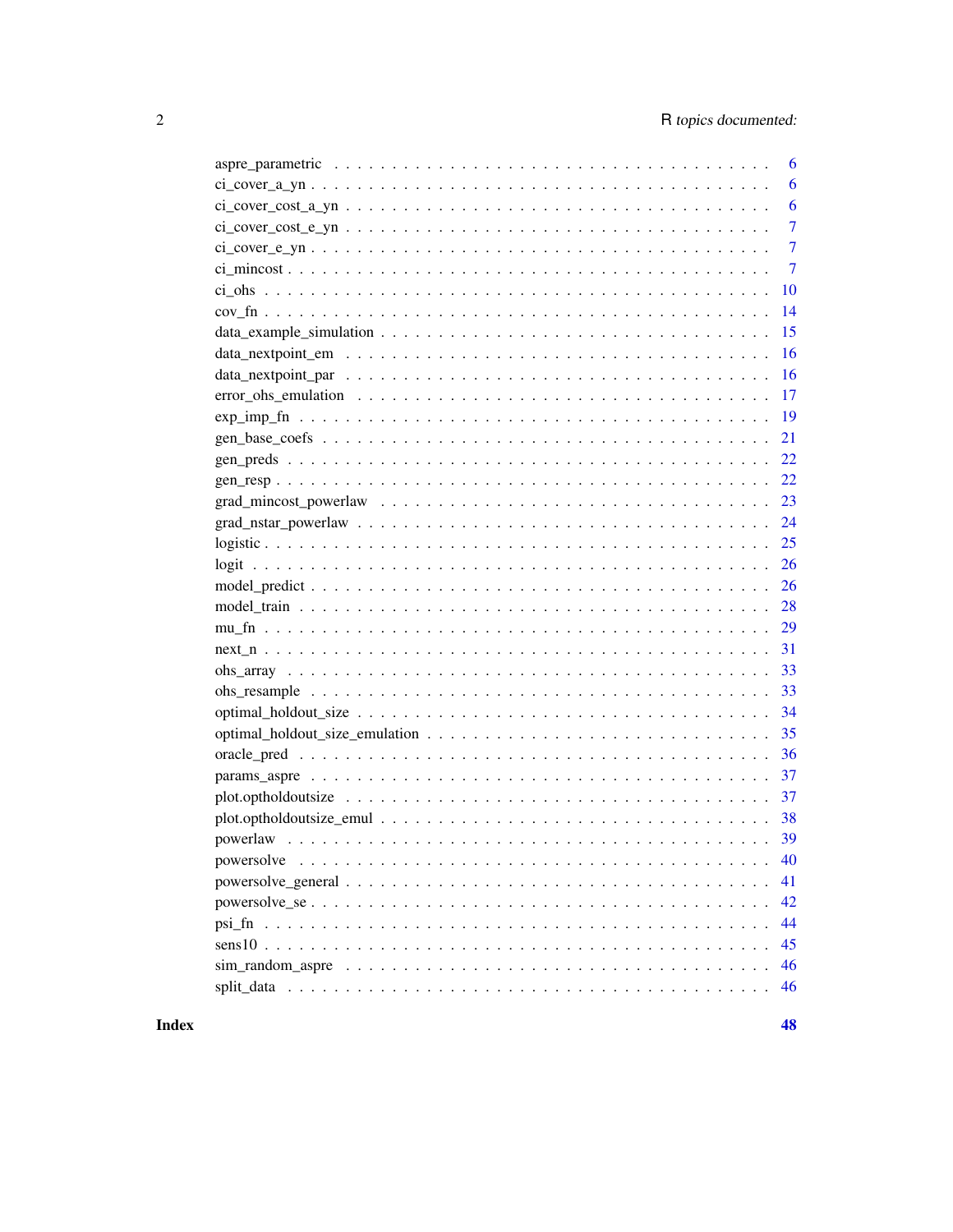| | |
|---|---|
| aspre_parametric | 6 |
| ci_cover_a_yn | 6 |
| ci_cover_cost_a_yn | 6 |
| ci_cover_cost_e_yn | 7 |
| ci_cover_e_yn | 7 |
| ci_mincost | 7 |
| ci_ohs | 10 |
| cov_fn | 14 |
| data_example_simulation | 15 |
| data_nextpoint_em | 16 |
| data_nextpoint_par | 16 |
| error_ohs_emulation | 17 |
| exp_imp_fn | 19 |
| gen_base_coefs | 21 |
| gen_preds | 22 |
| gen_resp | 22 |
| grad_mincost_powerlaw | 23 |
| grad_nstar_powerlaw | 24 |
| logistic | 25 |
| logit | 26 |
| model_predict | 26 |
| model_train | 28 |
| mu_fn | 29 |
| next_n | 31 |
| ohs_array | 33 |
| ohs_resample | 33 |
| optimal_holdout_size | 34 |
| optimal_holdout_size_emulation | 35 |
| oracle_pred | 36 |
| params_aspre | 37 |
| plot.optholdoutsize | 37 |
| plot.optholdoutsize_emul | 38 |
| powerlaw | 39 |
| powersolve | 40 |
| powersolve_general | 41 |
| powersolve_se | 42 |
| psi_fn | 44 |
| sens10 | 45 |
| sim_random_aspre | 46 |
| split_data | 46 |

**Index** **48**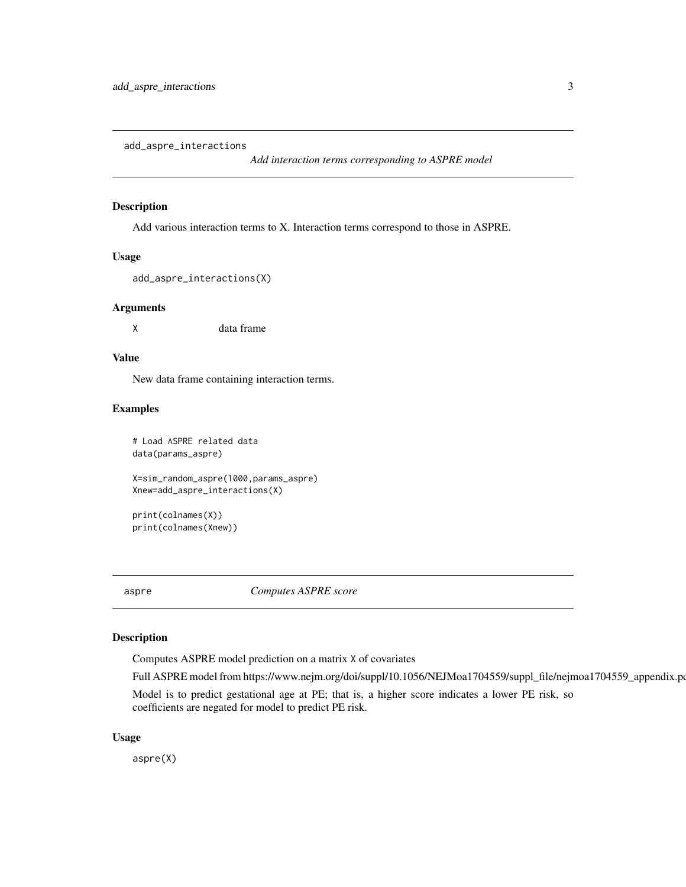## add_aspre_interactions

*Add interaction terms corresponding to ASPRE model*

### Description

Add various interaction terms to X. Interaction terms correspond to those in ASPRE.

### Usage

```
add_aspre_interactions(X)
```

### Arguments

| | |
|---|---|
| X | data frame |

### Value

New data frame containing interaction terms.

### Examples

```
# Load ASPRE related data
data(params_aspre)

X=sim_random_aspre(1000,params_aspre)
Xnew=add_aspre_interactions(X)

print(colnames(X))
print(colnames(Xnew))
```

## aspre

*Computes ASPRE score*

### Description

Computes ASPRE model prediction on a matrix X of covariates

Full ASPRE model from https://www.nejm.org/doi/suppl/10.1056/NEJMoa1704559/suppl_file/nejmoa1704559_appendix.pc

Model is to predict gestational age at PE; that is, a higher score indicates a lower PE risk, so coefficients are negated for model to predict PE risk.

### Usage

```
aspre(X)
```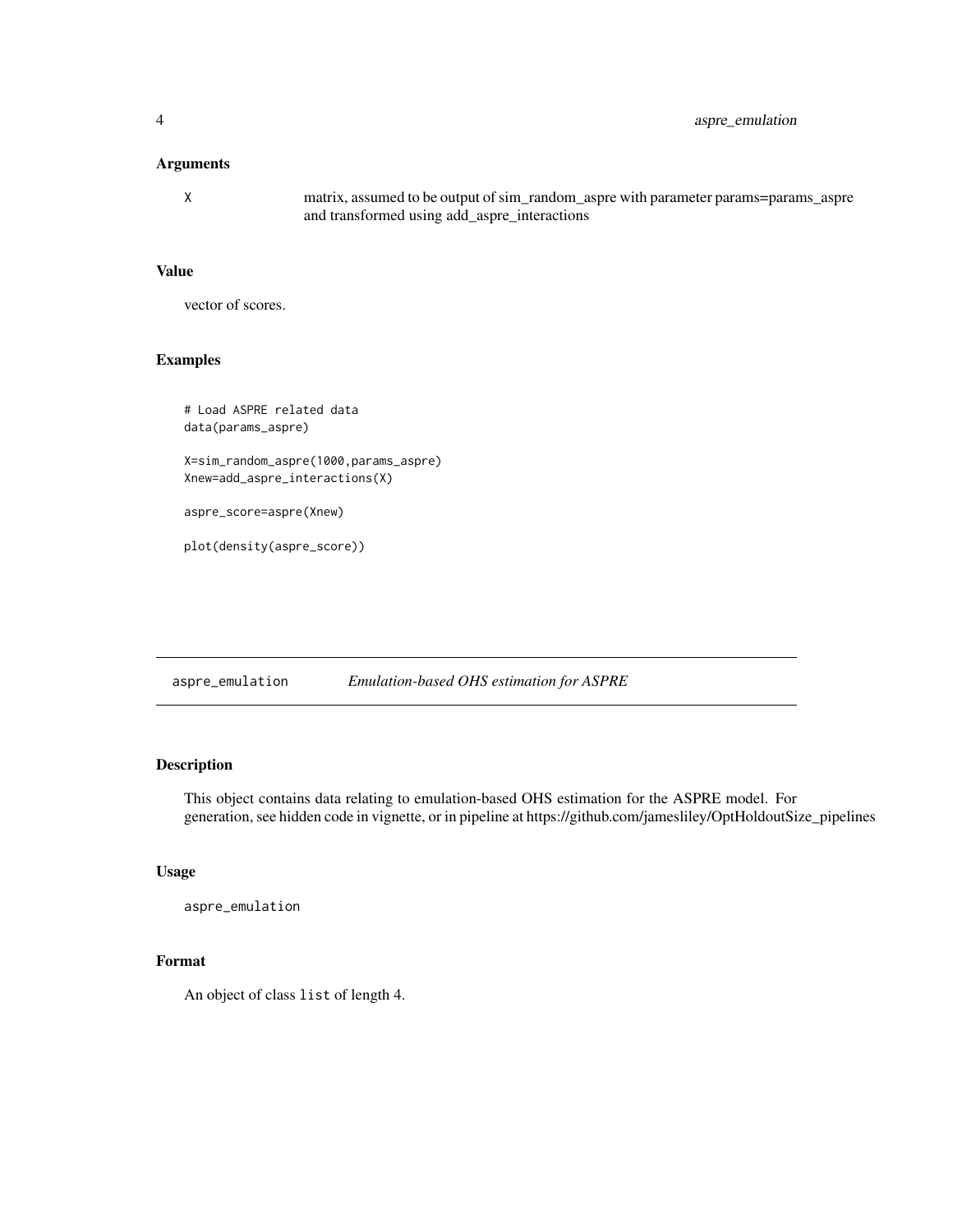## Arguments

X	matrix, assumed to be output of sim_random_aspre with parameter params=params_aspre and transformed using add_aspre_interactions

## Value

vector of scores.

## Examples

```
# Load ASPRE related data
data(params_aspre)

X=sim_random_aspre(1000,params_aspre)
Xnew=add_aspre_interactions(X)

aspre_score=aspre(Xnew)

plot(density(aspre_score))
```

---

# aspre_emulation	*Emulation-based OHS estimation for ASPRE*

## Description

This object contains data relating to emulation-based OHS estimation for the ASPRE model. For generation, see hidden code in vignette, or in pipeline at https://github.com/jamesliley/OptHoldoutSize_pipelines

## Usage

```
aspre_emulation
```

## Format

An object of class `list` of length 4.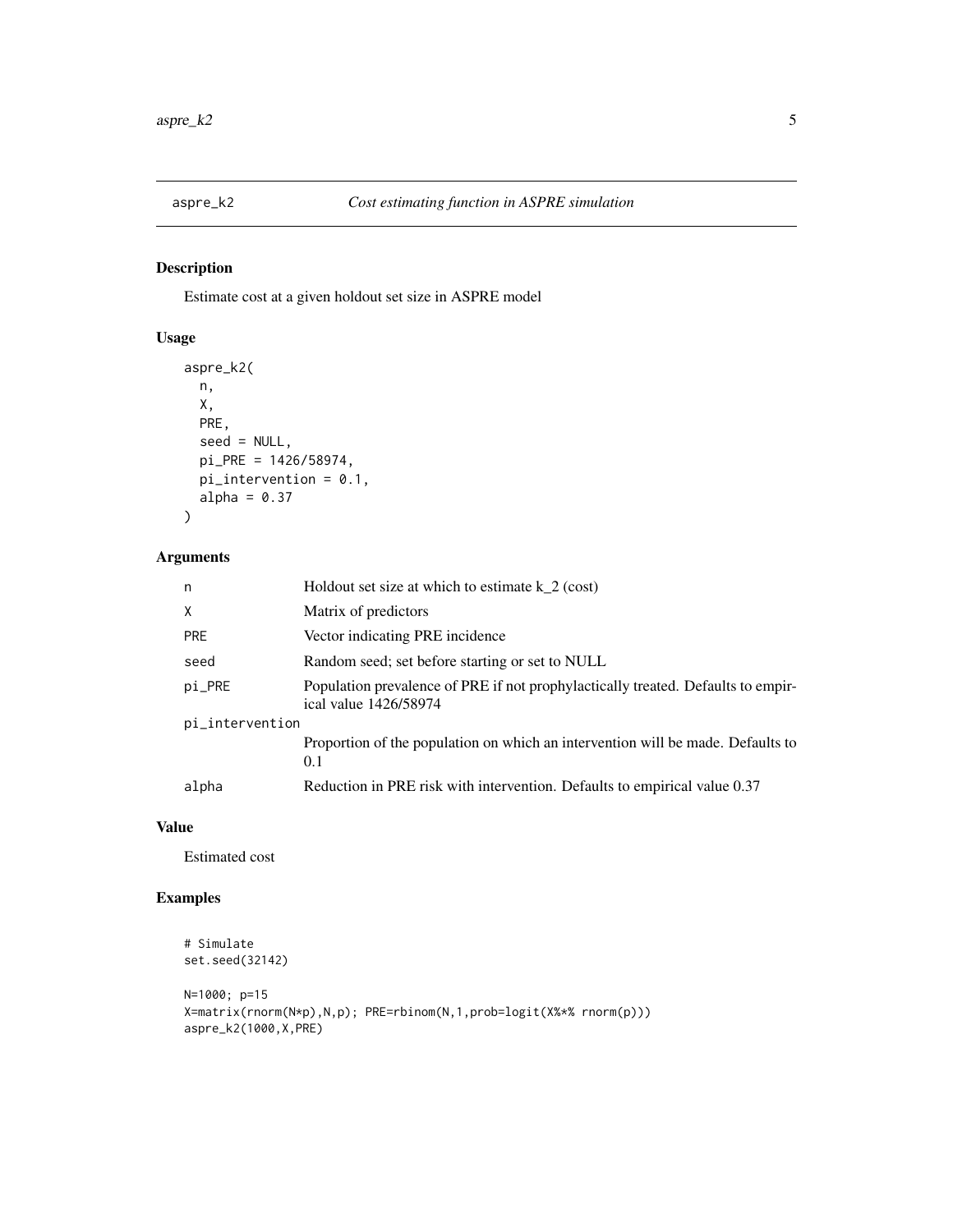## aspre_k2 — *Cost estimating function in ASPRE simulation*

### Description

Estimate cost at a given holdout set size in ASPRE model

### Usage

```
aspre_k2(
  n,
  X,
  PRE,
  seed = NULL,
  pi_PRE = 1426/58974,
  pi_intervention = 0.1,
  alpha = 0.37
)
```

### Arguments

| Argument | Description |
|---|---|
| n | Holdout set size at which to estimate k_2 (cost) |
| X | Matrix of predictors |
| PRE | Vector indicating PRE incidence |
| seed | Random seed; set before starting or set to NULL |
| pi_PRE | Population prevalence of PRE if not prophylactically treated. Defaults to empirical value 1426/58974 |
| pi_intervention | Proportion of the population on which an intervention will be made. Defaults to 0.1 |
| alpha | Reduction in PRE risk with intervention. Defaults to empirical value 0.37 |

### Value

Estimated cost

### Examples

```
# Simulate
set.seed(32142)

N=1000; p=15
X=matrix(rnorm(N*p),N,p); PRE=rbinom(N,1,prob=logit(X%*% rnorm(p)))
aspre_k2(1000,X,PRE)
```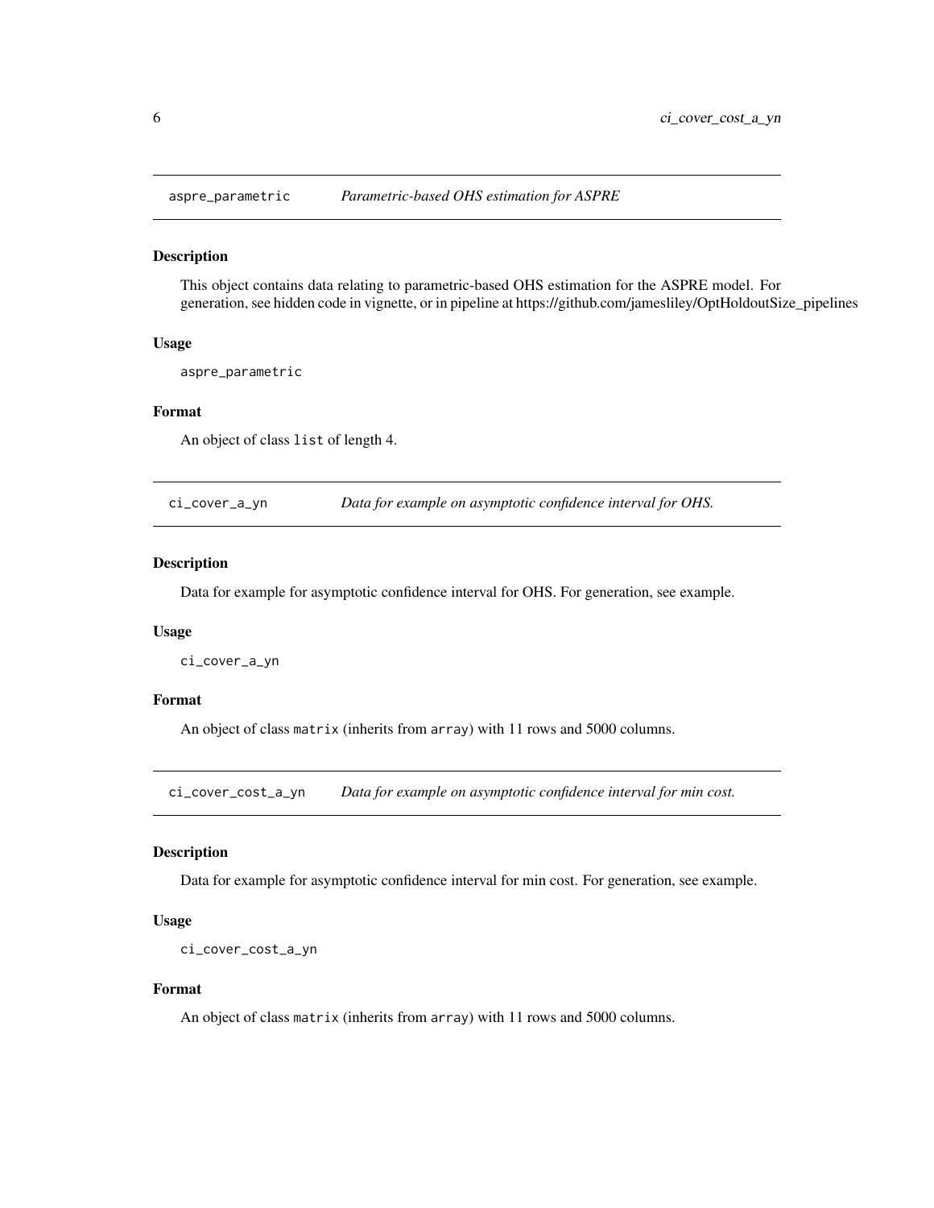## aspre_parametric — *Parametric-based OHS estimation for ASPRE*

### Description

This object contains data relating to parametric-based OHS estimation for the ASPRE model. For generation, see hidden code in vignette, or in pipeline at https://github.com/jamesliley/OptHoldoutSize_pipelines

### Usage

```
aspre_parametric
```

### Format

An object of class `list` of length 4.

## ci_cover_a_yn — *Data for example on asymptotic confidence interval for OHS.*

### Description

Data for example for asymptotic confidence interval for OHS. For generation, see example.

### Usage

```
ci_cover_a_yn
```

### Format

An object of class `matrix` (inherits from `array`) with 11 rows and 5000 columns.

## ci_cover_cost_a_yn — *Data for example on asymptotic confidence interval for min cost.*

### Description

Data for example for asymptotic confidence interval for min cost. For generation, see example.

### Usage

```
ci_cover_cost_a_yn
```

### Format

An object of class `matrix` (inherits from `array`) with 11 rows and 5000 columns.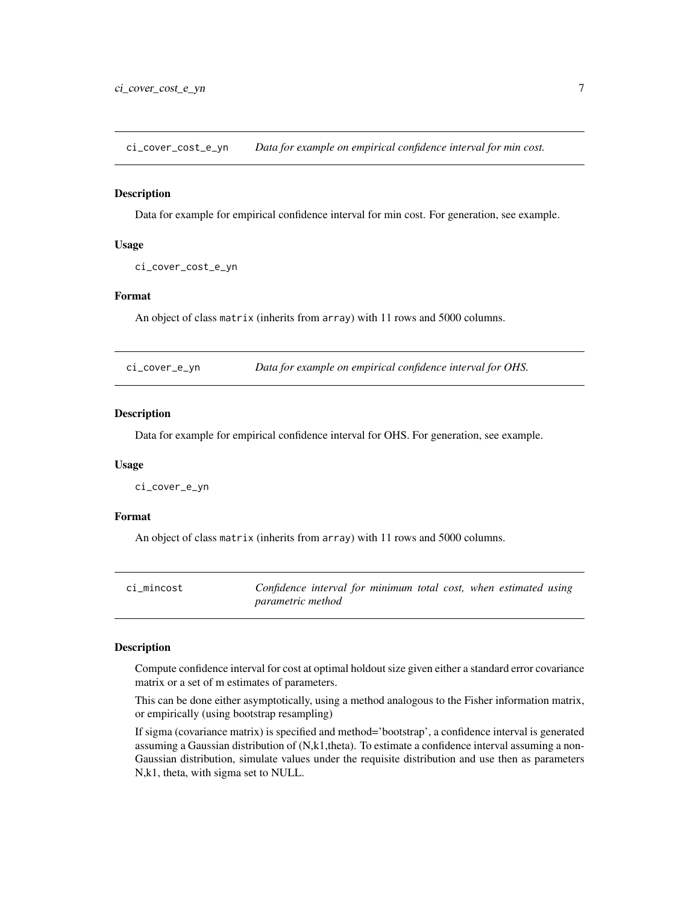## ci_cover_cost_e_yn — *Data for example on empirical confidence interval for min cost.*

### Description

Data for example for empirical confidence interval for min cost. For generation, see example.

### Usage

```
ci_cover_cost_e_yn
```

### Format

An object of class `matrix` (inherits from `array`) with 11 rows and 5000 columns.

## ci_cover_e_yn — *Data for example on empirical confidence interval for OHS.*

### Description

Data for example for empirical confidence interval for OHS. For generation, see example.

### Usage

```
ci_cover_e_yn
```

### Format

An object of class `matrix` (inherits from `array`) with 11 rows and 5000 columns.

## ci_mincost — *Confidence interval for minimum total cost, when estimated using parametric method*

### Description

Compute confidence interval for cost at optimal holdout size given either a standard error covariance matrix or a set of m estimates of parameters.

This can be done either asymptotically, using a method analogous to the Fisher information matrix, or empirically (using bootstrap resampling)

If sigma (covariance matrix) is specified and method='bootstrap', a confidence interval is generated assuming a Gaussian distribution of (N,k1,theta). To estimate a confidence interval assuming a non-Gaussian distribution, simulate values under the requisite distribution and use then as parameters N,k1, theta, with sigma set to NULL.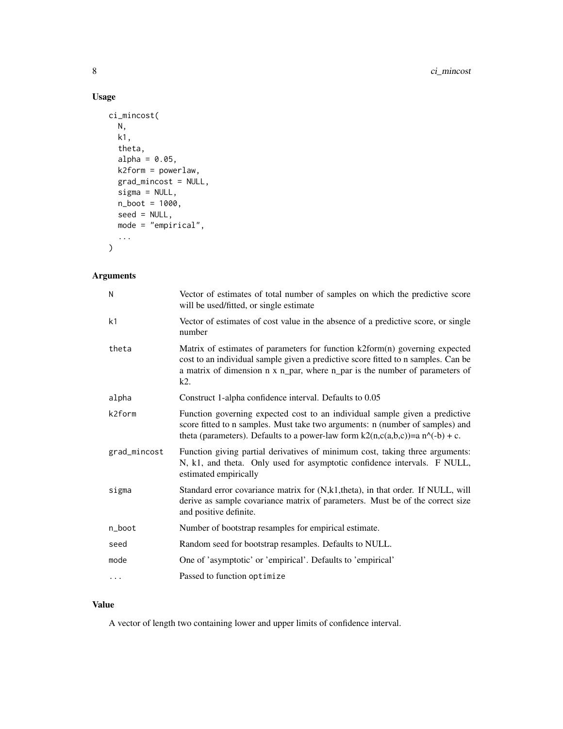## Usage

```
ci_mincost(
  N,
  k1,
  theta,
  alpha = 0.05,
  k2form = powerlaw,
  grad_mincost = NULL,
  sigma = NULL,
  n_boot = 1000,
  seed = NULL,
  mode = "empirical",
  ...
)
```

## Arguments

| Argument | Description |
|---|---|
| N | Vector of estimates of total number of samples on which the predictive score will be used/fitted, or single estimate |
| k1 | Vector of estimates of cost value in the absence of a predictive score, or single number |
| theta | Matrix of estimates of parameters for function k2form(n) governing expected cost to an individual sample given a predictive score fitted to n samples. Can be a matrix of dimension n x n_par, where n_par is the number of parameters of k2. |
| alpha | Construct 1-alpha confidence interval. Defaults to 0.05 |
| k2form | Function governing expected cost to an individual sample given a predictive score fitted to n samples. Must take two arguments: n (number of samples) and theta (parameters). Defaults to a power-law form k2(n,c(a,b,c))=a n^(-b) + c. |
| grad_mincost | Function giving partial derivatives of minimum cost, taking three arguments: N, k1, and theta. Only used for asymptotic confidence intervals. F NULL, estimated empirically |
| sigma | Standard error covariance matrix for (N,k1,theta), in that order. If NULL, will derive as sample covariance matrix of parameters. Must be of the correct size and positive definite. |
| n_boot | Number of bootstrap resamples for empirical estimate. |
| seed | Random seed for bootstrap resamples. Defaults to NULL. |
| mode | One of 'asymptotic' or 'empirical'. Defaults to 'empirical' |
| ... | Passed to function optimize |

## Value

A vector of length two containing lower and upper limits of confidence interval.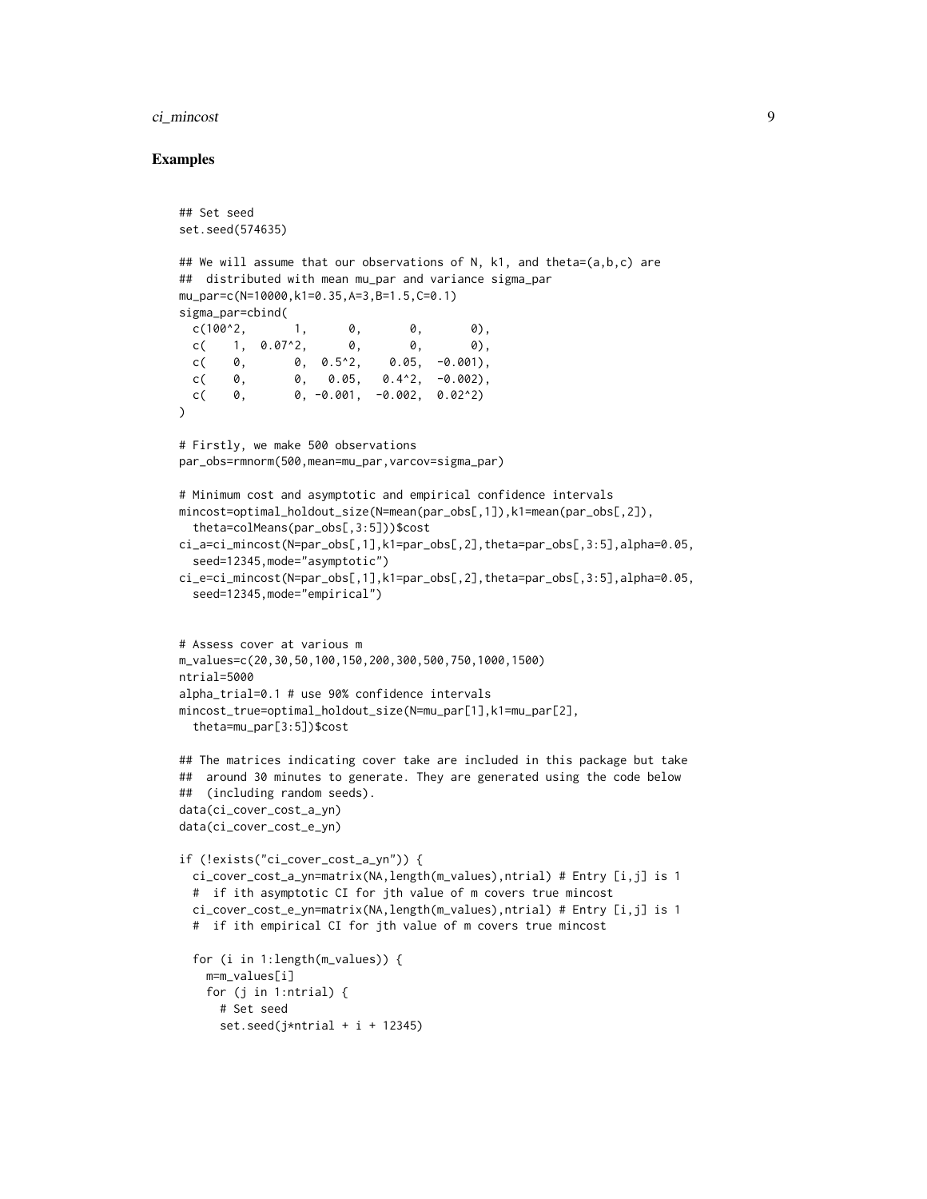## Examples

```
## Set seed
set.seed(574635)

## We will assume that our observations of N, k1, and theta=(a,b,c) are
##  distributed with mean mu_par and variance sigma_par
mu_par=c(N=10000,k1=0.35,A=3,B=1.5,C=0.1)
sigma_par=cbind(
  c(100^2,       1,      0,       0,       0),
  c(    1,  0.07^2,      0,       0,       0),
  c(    0,       0,  0.5^2,    0.05,  -0.001),
  c(    0,       0,   0.05,   0.4^2,  -0.002),
  c(    0,       0, -0.001,  -0.002,  0.02^2)
)

# Firstly, we make 500 observations
par_obs=rmnorm(500,mean=mu_par,varcov=sigma_par)

# Minimum cost and asymptotic and empirical confidence intervals
mincost=optimal_holdout_size(N=mean(par_obs[,1]),k1=mean(par_obs[,2]),
  theta=colMeans(par_obs[,3:5]))$cost
ci_a=ci_mincost(N=par_obs[,1],k1=par_obs[,2],theta=par_obs[,3:5],alpha=0.05,
  seed=12345,mode="asymptotic")
ci_e=ci_mincost(N=par_obs[,1],k1=par_obs[,2],theta=par_obs[,3:5],alpha=0.05,
  seed=12345,mode="empirical")


# Assess cover at various m
m_values=c(20,30,50,100,150,200,300,500,750,1000,1500)
ntrial=5000
alpha_trial=0.1 # use 90% confidence intervals
mincost_true=optimal_holdout_size(N=mu_par[1],k1=mu_par[2],
  theta=mu_par[3:5])$cost

## The matrices indicating cover take are included in this package but take
##  around 30 minutes to generate. They are generated using the code below
##  (including random seeds).
data(ci_cover_cost_a_yn)
data(ci_cover_cost_e_yn)

if (!exists("ci_cover_cost_a_yn")) {
  ci_cover_cost_a_yn=matrix(NA,length(m_values),ntrial) # Entry [i,j] is 1
  #  if ith asymptotic CI for jth value of m covers true mincost
  ci_cover_cost_e_yn=matrix(NA,length(m_values),ntrial) # Entry [i,j] is 1
  #  if ith empirical CI for jth value of m covers true mincost

  for (i in 1:length(m_values)) {
    m=m_values[i]
    for (j in 1:ntrial) {
      # Set seed
      set.seed(j*ntrial + i + 12345)
```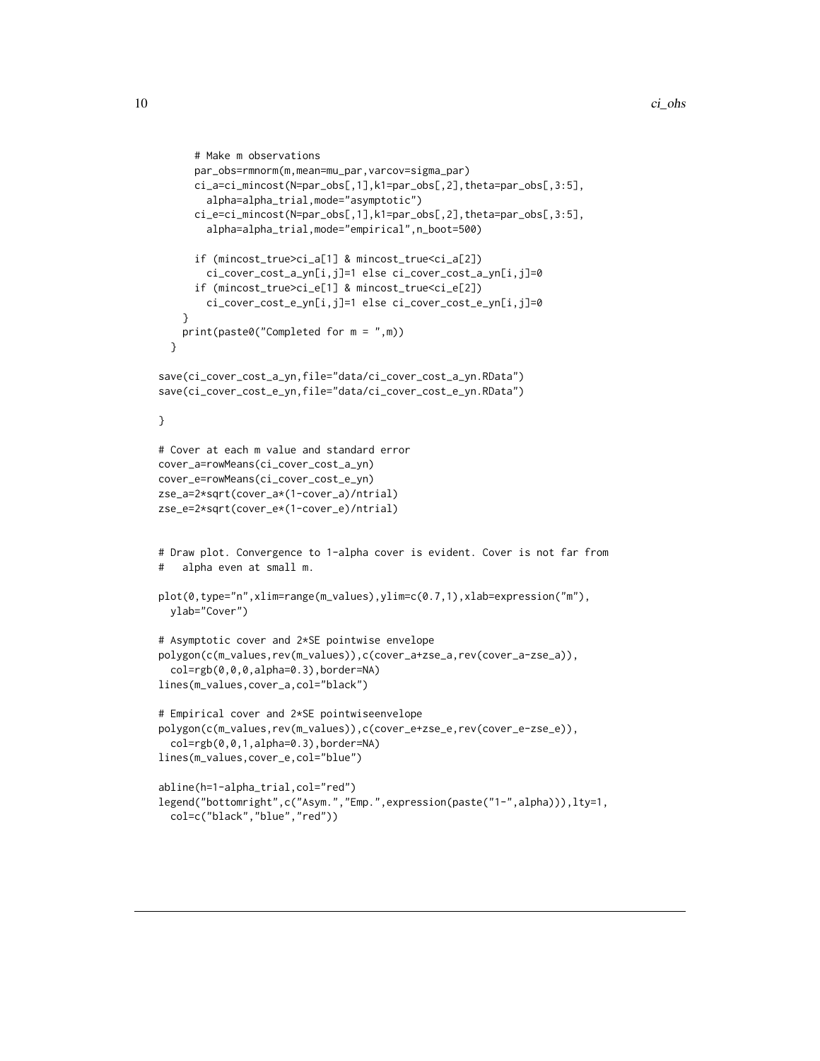```
      # Make m observations
      par_obs=rmnorm(m,mean=mu_par,varcov=sigma_par)
      ci_a=ci_mincost(N=par_obs[,1],k1=par_obs[,2],theta=par_obs[,3:5],
        alpha=alpha_trial,mode="asymptotic")
      ci_e=ci_mincost(N=par_obs[,1],k1=par_obs[,2],theta=par_obs[,3:5],
        alpha=alpha_trial,mode="empirical",n_boot=500)

      if (mincost_true>ci_a[1] & mincost_true<ci_a[2])
        ci_cover_cost_a_yn[i,j]=1 else ci_cover_cost_a_yn[i,j]=0
      if (mincost_true>ci_e[1] & mincost_true<ci_e[2])
        ci_cover_cost_e_yn[i,j]=1 else ci_cover_cost_e_yn[i,j]=0
    }
    print(paste0("Completed for m = ",m))
  }

save(ci_cover_cost_a_yn,file="data/ci_cover_cost_a_yn.RData")
save(ci_cover_cost_e_yn,file="data/ci_cover_cost_e_yn.RData")

}

# Cover at each m value and standard error
cover_a=rowMeans(ci_cover_cost_a_yn)
cover_e=rowMeans(ci_cover_cost_e_yn)
zse_a=2*sqrt(cover_a*(1-cover_a)/ntrial)
zse_e=2*sqrt(cover_e*(1-cover_e)/ntrial)


# Draw plot. Convergence to 1-alpha cover is evident. Cover is not far from
#   alpha even at small m.

plot(0,type="n",xlim=range(m_values),ylim=c(0.7,1),xlab=expression("m"),
  ylab="Cover")

# Asymptotic cover and 2*SE pointwise envelope
polygon(c(m_values,rev(m_values)),c(cover_a+zse_a,rev(cover_a-zse_a)),
  col=rgb(0,0,0,alpha=0.3),border=NA)
lines(m_values,cover_a,col="black")

# Empirical cover and 2*SE pointwiseenvelope
polygon(c(m_values,rev(m_values)),c(cover_e+zse_e,rev(cover_e-zse_e)),
  col=rgb(0,0,1,alpha=0.3),border=NA)
lines(m_values,cover_e,col="blue")

abline(h=1-alpha_trial,col="red")
legend("bottomright",c("Asym.","Emp.",expression(paste("1-",alpha))),lty=1,
  col=c("black","blue","red"))
```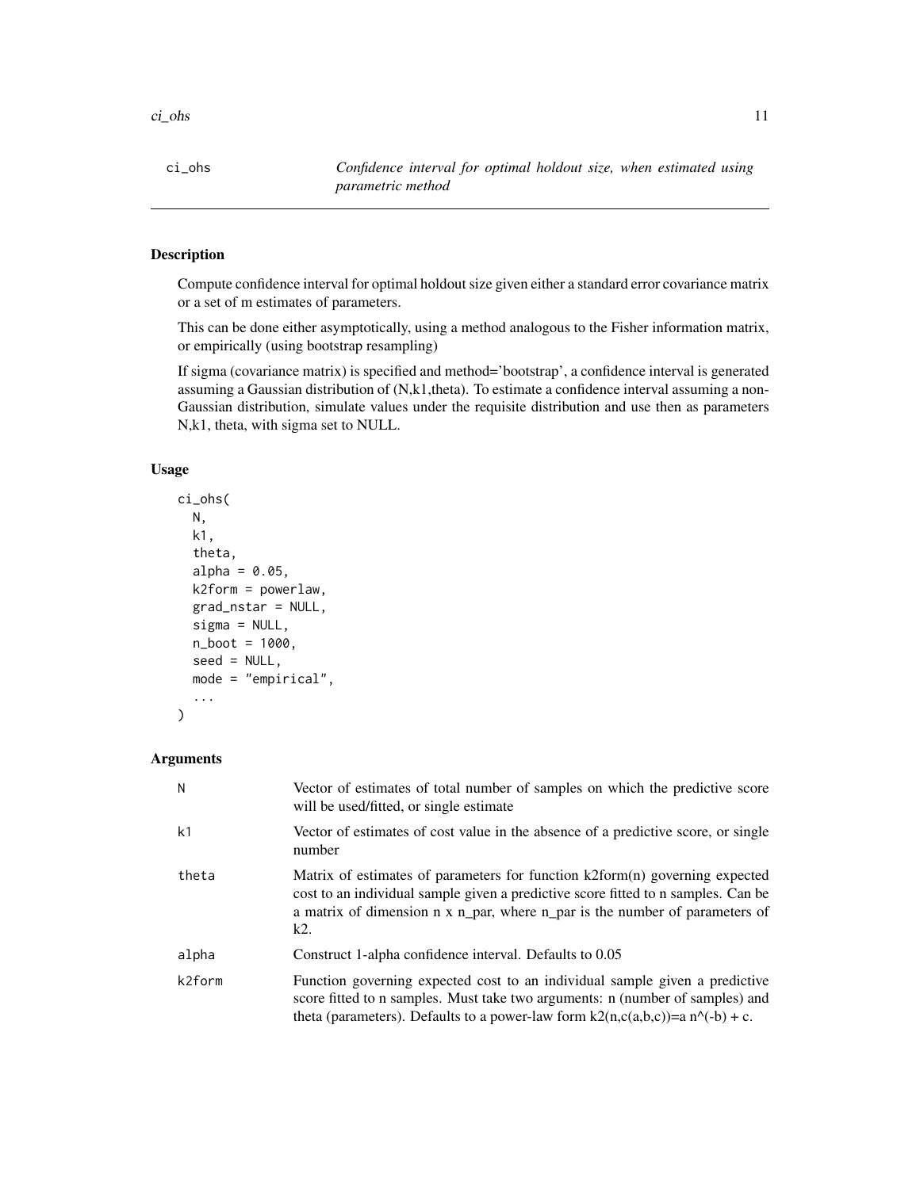## ci_ohs — *Confidence interval for optimal holdout size, when estimated using parametric method*

### Description

Compute confidence interval for optimal holdout size given either a standard error covariance matrix or a set of m estimates of parameters.

This can be done either asymptotically, using a method analogous to the Fisher information matrix, or empirically (using bootstrap resampling)

If sigma (covariance matrix) is specified and method='bootstrap', a confidence interval is generated assuming a Gaussian distribution of (N,k1,theta). To estimate a confidence interval assuming a non-Gaussian distribution, simulate values under the requisite distribution and use then as parameters N,k1, theta, with sigma set to NULL.

### Usage

```
ci_ohs(
  N,
  k1,
  theta,
  alpha = 0.05,
  k2form = powerlaw,
  grad_nstar = NULL,
  sigma = NULL,
  n_boot = 1000,
  seed = NULL,
  mode = "empirical",
  ...
)
```

### Arguments

| Argument | Description |
|---|---|
| N | Vector of estimates of total number of samples on which the predictive score will be used/fitted, or single estimate |
| k1 | Vector of estimates of cost value in the absence of a predictive score, or single number |
| theta | Matrix of estimates of parameters for function k2form(n) governing expected cost to an individual sample given a predictive score fitted to n samples. Can be a matrix of dimension n x n_par, where n_par is the number of parameters of k2. |
| alpha | Construct 1-alpha confidence interval. Defaults to 0.05 |
| k2form | Function governing expected cost to an individual sample given a predictive score fitted to n samples. Must take two arguments: n (number of samples) and theta (parameters). Defaults to a power-law form k2(n,c(a,b,c))=a n^(-b) + c. |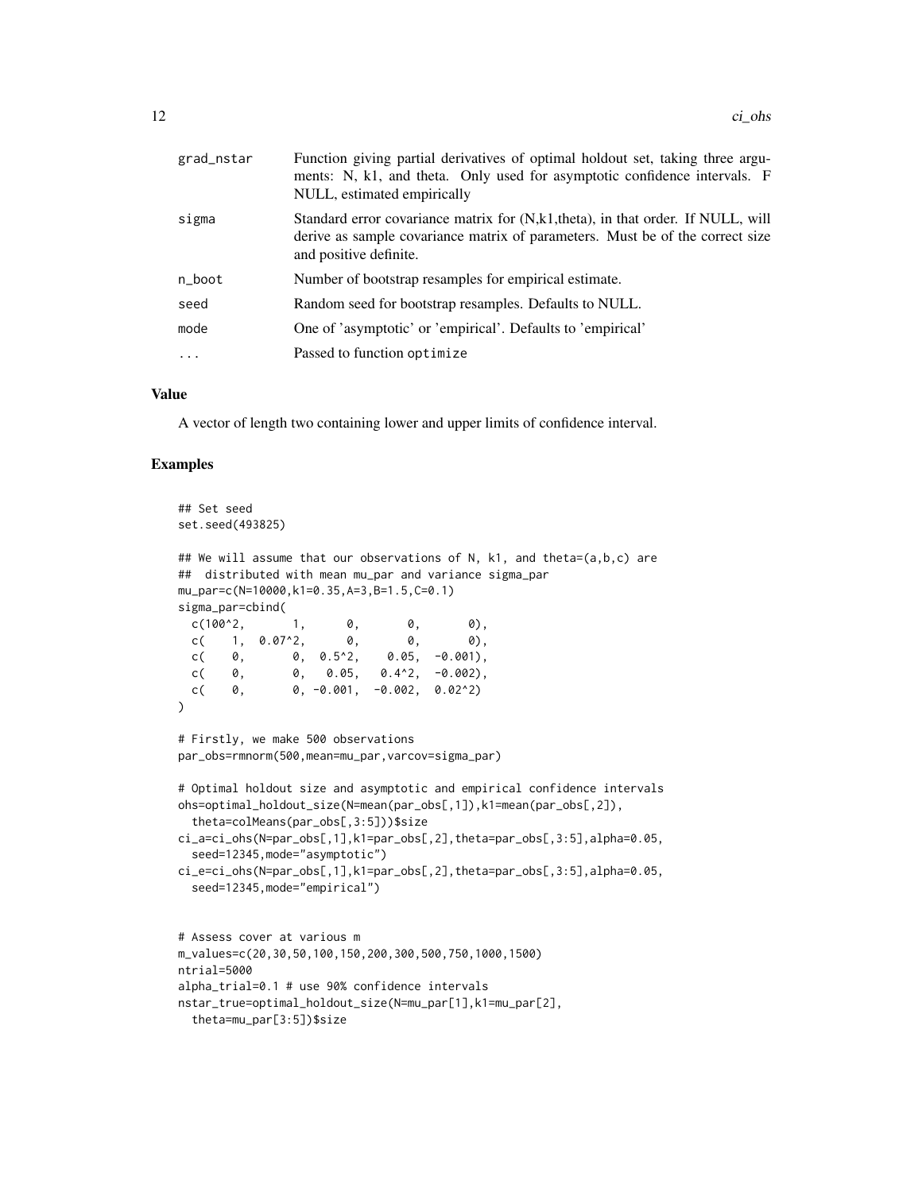| | |
|---|---|
| grad_nstar | Function giving partial derivatives of optimal holdout set, taking three arguments: N, k1, and theta. Only used for asymptotic confidence intervals. F NULL, estimated empirically |
| sigma | Standard error covariance matrix for (N,k1,theta), in that order. If NULL, will derive as sample covariance matrix of parameters. Must be of the correct size and positive definite. |
| n_boot | Number of bootstrap resamples for empirical estimate. |
| seed | Random seed for bootstrap resamples. Defaults to NULL. |
| mode | One of 'asymptotic' or 'empirical'. Defaults to 'empirical' |
| ... | Passed to function optimize |

## Value

A vector of length two containing lower and upper limits of confidence interval.

## Examples

```
## Set seed
set.seed(493825)

## We will assume that our observations of N, k1, and theta=(a,b,c) are
##  distributed with mean mu_par and variance sigma_par
mu_par=c(N=10000,k1=0.35,A=3,B=1.5,C=0.1)
sigma_par=cbind(
  c(100^2,       1,      0,       0,       0),
  c(    1,  0.07^2,      0,       0,       0),
  c(    0,       0,  0.5^2,    0.05,  -0.001),
  c(    0,       0,   0.05,   0.4^2,  -0.002),
  c(    0,       0, -0.001,  -0.002,  0.02^2)
)

# Firstly, we make 500 observations
par_obs=rmnorm(500,mean=mu_par,varcov=sigma_par)

# Optimal holdout size and asymptotic and empirical confidence intervals
ohs=optimal_holdout_size(N=mean(par_obs[,1]),k1=mean(par_obs[,2]),
  theta=colMeans(par_obs[,3:5]))$size
ci_a=ci_ohs(N=par_obs[,1],k1=par_obs[,2],theta=par_obs[,3:5],alpha=0.05,
  seed=12345,mode="asymptotic")
ci_e=ci_ohs(N=par_obs[,1],k1=par_obs[,2],theta=par_obs[,3:5],alpha=0.05,
  seed=12345,mode="empirical")


# Assess cover at various m
m_values=c(20,30,50,100,150,200,300,500,750,1000,1500)
ntrial=5000
alpha_trial=0.1 # use 90% confidence intervals
nstar_true=optimal_holdout_size(N=mu_par[1],k1=mu_par[2],
  theta=mu_par[3:5])$size
```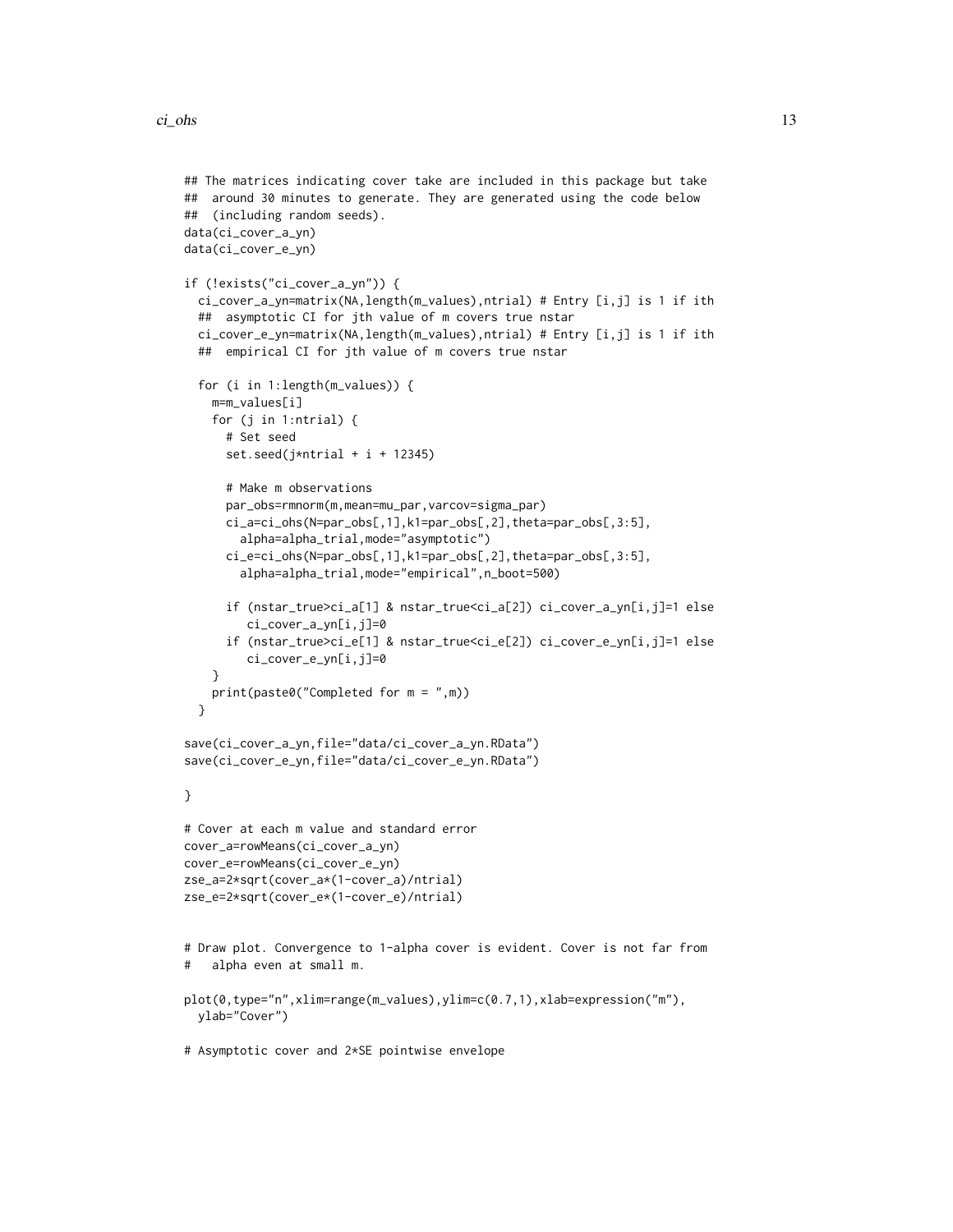```
## The matrices indicating cover take are included in this package but take
##  around 30 minutes to generate. They are generated using the code below
##  (including random seeds).
data(ci_cover_a_yn)
data(ci_cover_e_yn)

if (!exists("ci_cover_a_yn")) {
  ci_cover_a_yn=matrix(NA,length(m_values),ntrial) # Entry [i,j] is 1 if ith
  ##  asymptotic CI for jth value of m covers true nstar
  ci_cover_e_yn=matrix(NA,length(m_values),ntrial) # Entry [i,j] is 1 if ith
  ##  empirical CI for jth value of m covers true nstar

  for (i in 1:length(m_values)) {
    m=m_values[i]
    for (j in 1:ntrial) {
      # Set seed
      set.seed(j*ntrial + i + 12345)

      # Make m observations
      par_obs=rmnorm(m,mean=mu_par,varcov=sigma_par)
      ci_a=ci_ohs(N=par_obs[,1],k1=par_obs[,2],theta=par_obs[,3:5],
        alpha=alpha_trial,mode="asymptotic")
      ci_e=ci_ohs(N=par_obs[,1],k1=par_obs[,2],theta=par_obs[,3:5],
        alpha=alpha_trial,mode="empirical",n_boot=500)

      if (nstar_true>ci_a[1] & nstar_true<ci_a[2]) ci_cover_a_yn[i,j]=1 else
         ci_cover_a_yn[i,j]=0
      if (nstar_true>ci_e[1] & nstar_true<ci_e[2]) ci_cover_e_yn[i,j]=1 else
         ci_cover_e_yn[i,j]=0
    }
    print(paste0("Completed for m = ",m))
  }

save(ci_cover_a_yn,file="data/ci_cover_a_yn.RData")
save(ci_cover_e_yn,file="data/ci_cover_e_yn.RData")

}

# Cover at each m value and standard error
cover_a=rowMeans(ci_cover_a_yn)
cover_e=rowMeans(ci_cover_e_yn)
zse_a=2*sqrt(cover_a*(1-cover_a)/ntrial)
zse_e=2*sqrt(cover_e*(1-cover_e)/ntrial)


# Draw plot. Convergence to 1-alpha cover is evident. Cover is not far from
#   alpha even at small m.

plot(0,type="n",xlim=range(m_values),ylim=c(0.7,1),xlab=expression("m"),
  ylab="Cover")

# Asymptotic cover and 2*SE pointwise envelope
```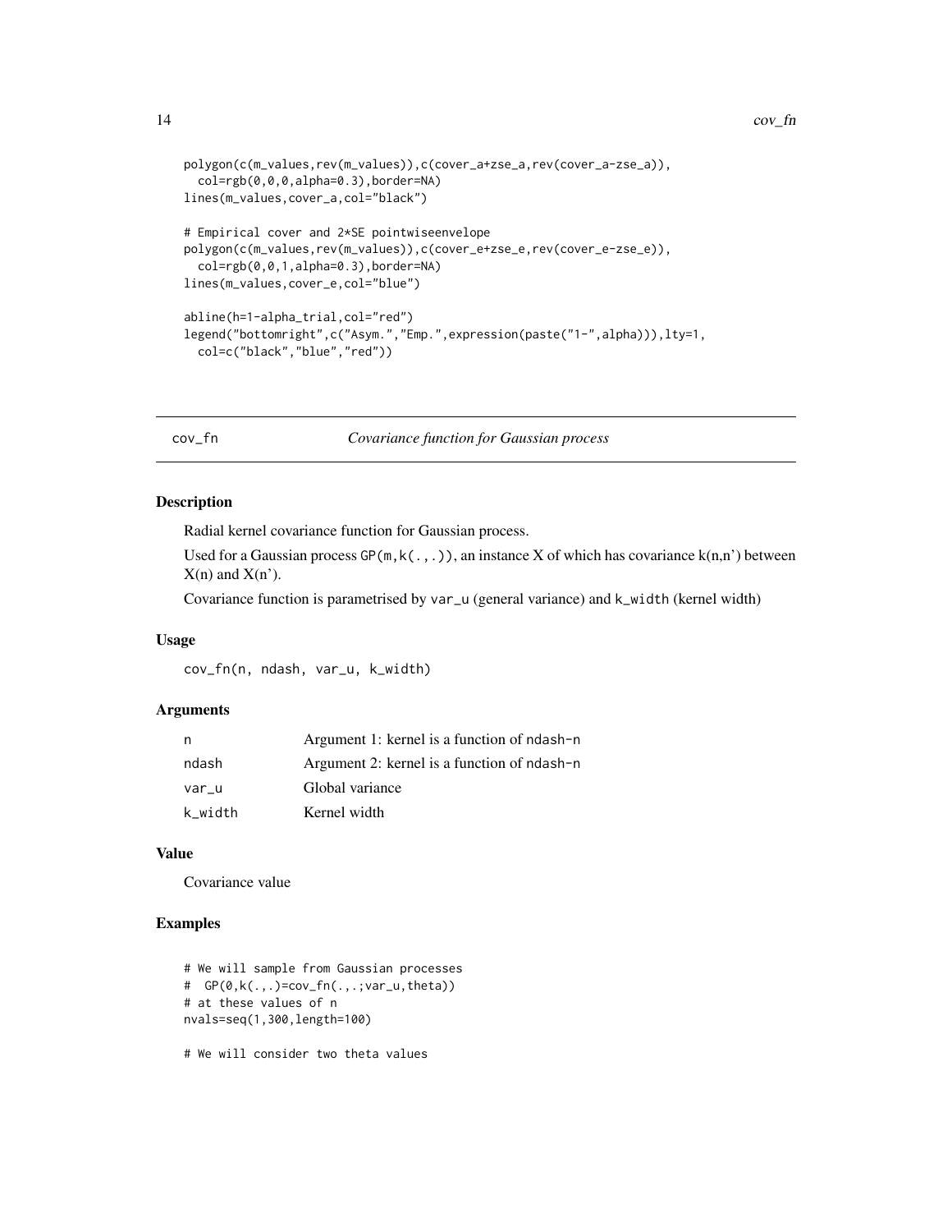```
polygon(c(m_values,rev(m_values)),c(cover_a+zse_a,rev(cover_a-zse_a)),
  col=rgb(0,0,0,alpha=0.3),border=NA)
lines(m_values,cover_a,col="black")

# Empirical cover and 2*SE pointwiseenvelope
polygon(c(m_values,rev(m_values)),c(cover_e+zse_e,rev(cover_e-zse_e)),
  col=rgb(0,0,1,alpha=0.3),border=NA)
lines(m_values,cover_e,col="blue")

abline(h=1-alpha_trial,col="red")
legend("bottomright",c("Asym.","Emp.",expression(paste("1-",alpha))),lty=1,
  col=c("black","blue","red"))
```

## cov_fn — *Covariance function for Gaussian process*

### Description

Radial kernel covariance function for Gaussian process.

Used for a Gaussian process `GP(m,k(.,.))`, an instance X of which has covariance k(n,n') between X(n) and X(n').

Covariance function is parametrised by `var_u` (general variance) and `k_width` (kernel width)

### Usage

```
cov_fn(n, ndash, var_u, k_width)
```

### Arguments

| | |
|---|---|
| `n` | Argument 1: kernel is a function of `ndash-n` |
| `ndash` | Argument 2: kernel is a function of `ndash-n` |
| `var_u` | Global variance |
| `k_width` | Kernel width |

### Value

Covariance value

### Examples

```
# We will sample from Gaussian processes
#  GP(0,k(.,.)=cov_fn(.,.;var_u,theta))
# at these values of n
nvals=seq(1,300,length=100)

# We will consider two theta values
```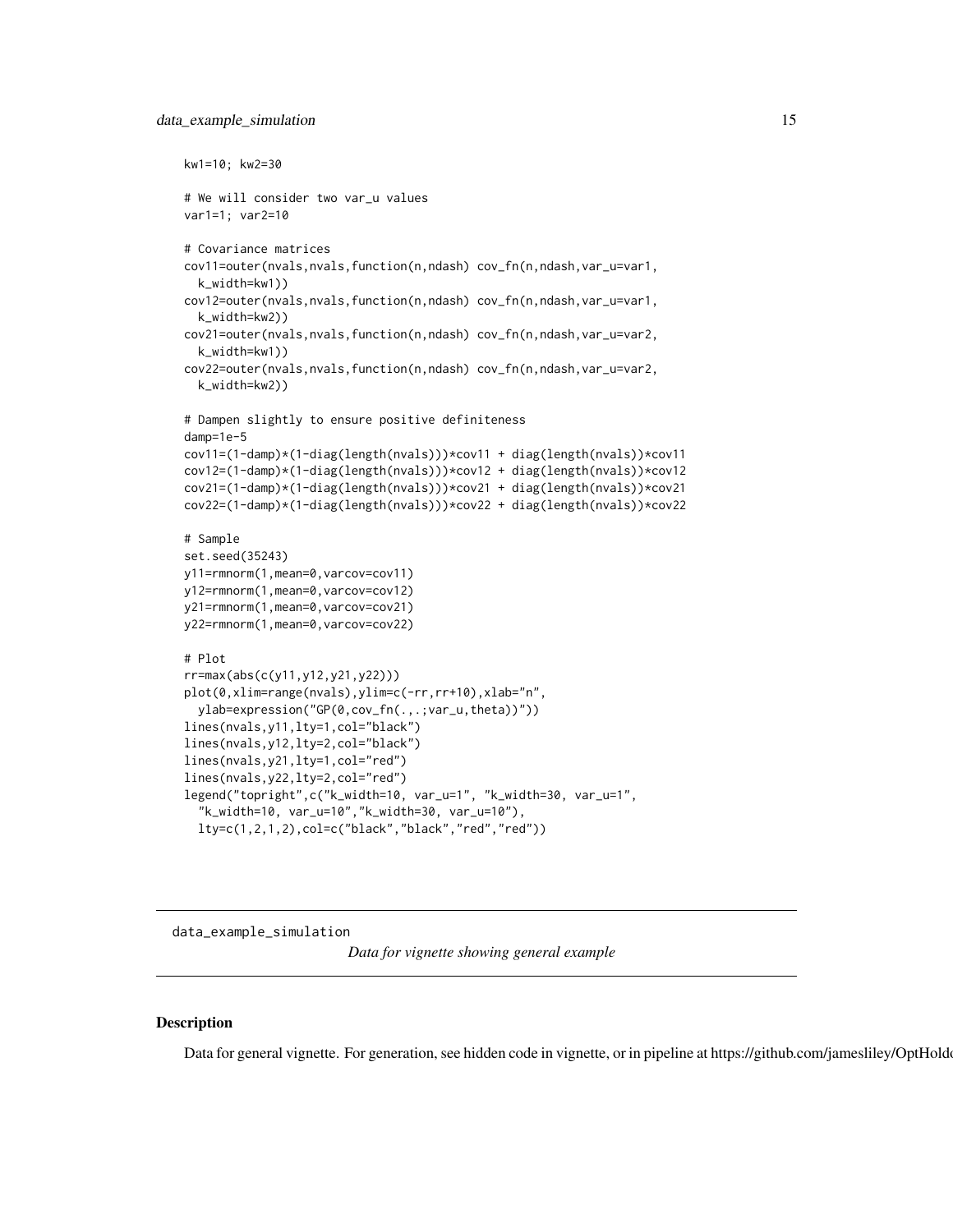```
kw1=10; kw2=30

# We will consider two var_u values
var1=1; var2=10

# Covariance matrices
cov11=outer(nvals,nvals,function(n,ndash) cov_fn(n,ndash,var_u=var1,
  k_width=kw1))
cov12=outer(nvals,nvals,function(n,ndash) cov_fn(n,ndash,var_u=var1,
  k_width=kw2))
cov21=outer(nvals,nvals,function(n,ndash) cov_fn(n,ndash,var_u=var2,
  k_width=kw1))
cov22=outer(nvals,nvals,function(n,ndash) cov_fn(n,ndash,var_u=var2,
  k_width=kw2))

# Dampen slightly to ensure positive definiteness
damp=1e-5
cov11=(1-damp)*(1-diag(length(nvals)))*cov11 + diag(length(nvals))*cov11
cov12=(1-damp)*(1-diag(length(nvals)))*cov12 + diag(length(nvals))*cov12
cov21=(1-damp)*(1-diag(length(nvals)))*cov21 + diag(length(nvals))*cov21
cov22=(1-damp)*(1-diag(length(nvals)))*cov22 + diag(length(nvals))*cov22

# Sample
set.seed(35243)
y11=rmnorm(1,mean=0,varcov=cov11)
y12=rmnorm(1,mean=0,varcov=cov12)
y21=rmnorm(1,mean=0,varcov=cov21)
y22=rmnorm(1,mean=0,varcov=cov22)

# Plot
rr=max(abs(c(y11,y12,y21,y22)))
plot(0,xlim=range(nvals),ylim=c(-rr,rr+10),xlab="n",
  ylab=expression("GP(0,cov_fn(.,.;var_u,theta))"))
lines(nvals,y11,lty=1,col="black")
lines(nvals,y12,lty=2,col="black")
lines(nvals,y21,lty=1,col="red")
lines(nvals,y22,lty=2,col="red")
legend("topright",c("k_width=10, var_u=1", "k_width=30, var_u=1",
  "k_width=10, var_u=10","k_width=30, var_u=10"),
  lty=c(1,2,1,2),col=c("black","black","red","red"))
```

---

data_example_simulation &emsp; *Data for vignette showing general example*

---

## Description

Data for general vignette. For generation, see hidden code in vignette, or in pipeline at https://github.com/jamesliley/OptHold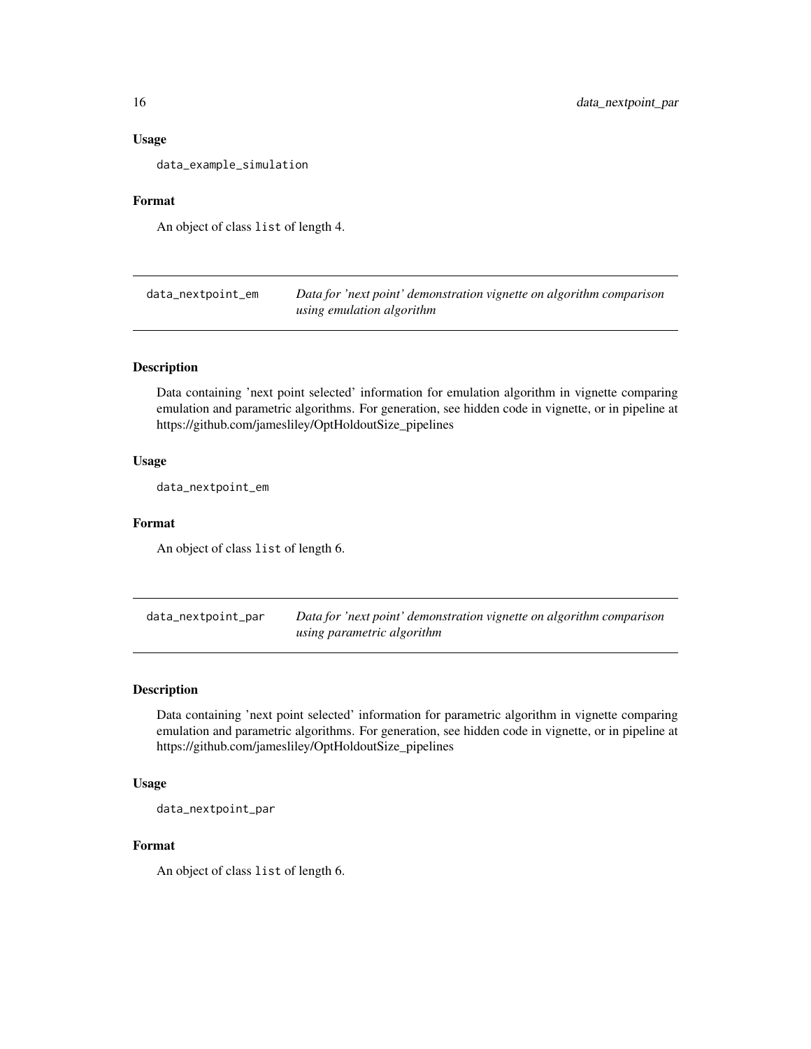### Usage

```
data_example_simulation
```

### Format

An object of class `list` of length 4.

---

## data_nextpoint_em — *Data for 'next point' demonstration vignette on algorithm comparison using emulation algorithm*

### Description

Data containing 'next point selected' information for emulation algorithm in vignette comparing emulation and parametric algorithms. For generation, see hidden code in vignette, or in pipeline at https://github.com/jamesliley/OptHoldoutSize_pipelines

### Usage

```
data_nextpoint_em
```

### Format

An object of class `list` of length 6.

---

## data_nextpoint_par — *Data for 'next point' demonstration vignette on algorithm comparison using parametric algorithm*

### Description

Data containing 'next point selected' information for parametric algorithm in vignette comparing emulation and parametric algorithms. For generation, see hidden code in vignette, or in pipeline at https://github.com/jamesliley/OptHoldoutSize_pipelines

### Usage

```
data_nextpoint_par
```

### Format

An object of class `list` of length 6.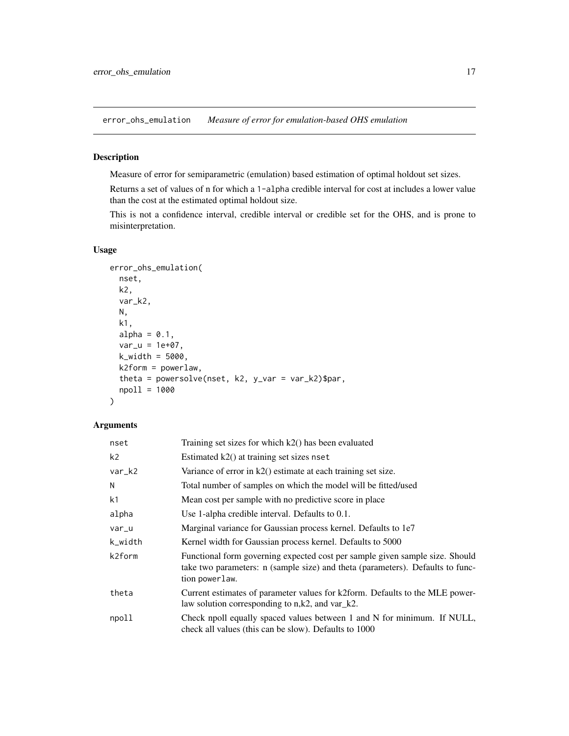## error_ohs_emulation *Measure of error for emulation-based OHS emulation*

### Description

Measure of error for semiparametric (emulation) based estimation of optimal holdout set sizes.

Returns a set of values of n for which a 1-alpha credible interval for cost at includes a lower value than the cost at the estimated optimal holdout size.

This is not a confidence interval, credible interval or credible set for the OHS, and is prone to misinterpretation.

### Usage

```
error_ohs_emulation(
  nset,
  k2,
  var_k2,
  N,
  k1,
  alpha = 0.1,
  var_u = 1e+07,
  k_width = 5000,
  k2form = powerlaw,
  theta = powersolve(nset, k2, y_var = var_k2)$par,
  npoll = 1000
)
```

### Arguments

| | |
|---|---|
| nset | Training set sizes for which k2() has been evaluated |
| k2 | Estimated k2() at training set sizes nset |
| var_k2 | Variance of error in k2() estimate at each training set size. |
| N | Total number of samples on which the model will be fitted/used |
| k1 | Mean cost per sample with no predictive score in place |
| alpha | Use 1-alpha credible interval. Defaults to 0.1. |
| var_u | Marginal variance for Gaussian process kernel. Defaults to 1e7 |
| k_width | Kernel width for Gaussian process kernel. Defaults to 5000 |
| k2form | Functional form governing expected cost per sample given sample size. Should take two parameters: n (sample size) and theta (parameters). Defaults to function powerlaw. |
| theta | Current estimates of parameter values for k2form. Defaults to the MLE power-law solution corresponding to n,k2, and var_k2. |
| npoll | Check npoll equally spaced values between 1 and N for minimum. If NULL, check all values (this can be slow). Defaults to 1000 |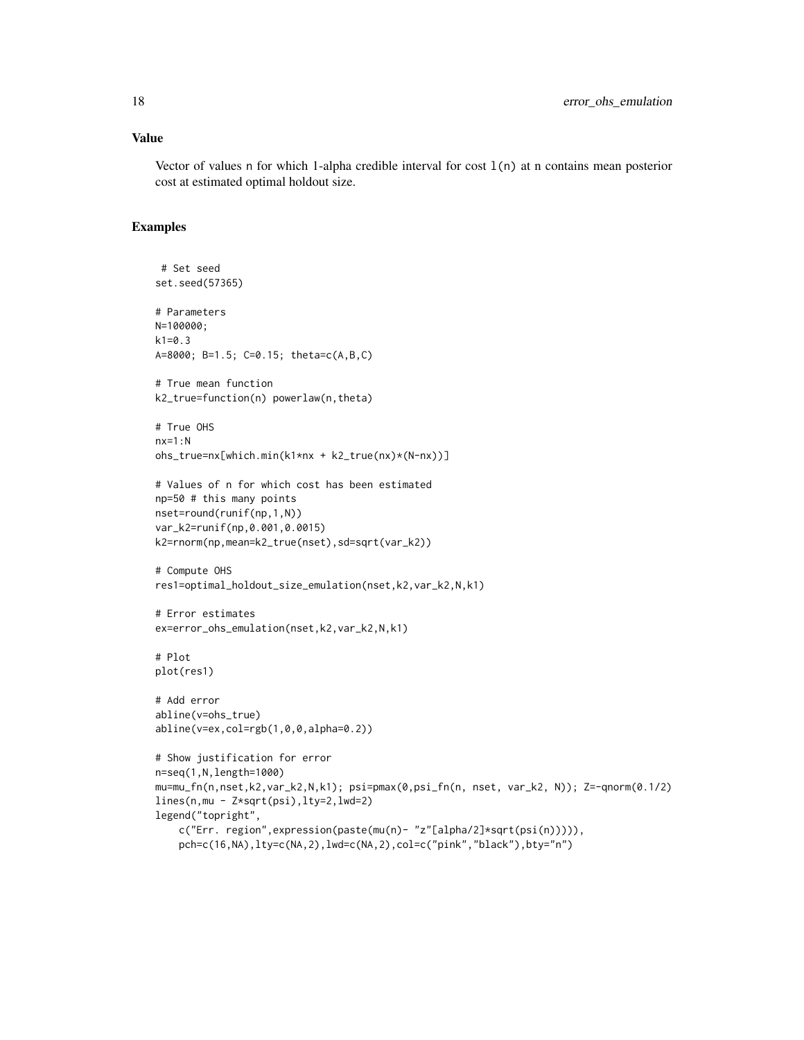## Value

Vector of values n for which 1-alpha credible interval for cost l(n) at n contains mean posterior cost at estimated optimal holdout size.

## Examples

```
 # Set seed
set.seed(57365)

# Parameters
N=100000;
k1=0.3
A=8000; B=1.5; C=0.15; theta=c(A,B,C)

# True mean function
k2_true=function(n) powerlaw(n,theta)

# True OHS
nx=1:N
ohs_true=nx[which.min(k1*nx + k2_true(nx)*(N-nx))]

# Values of n for which cost has been estimated
np=50 # this many points
nset=round(runif(np,1,N))
var_k2=runif(np,0.001,0.0015)
k2=rnorm(np,mean=k2_true(nset),sd=sqrt(var_k2))

# Compute OHS
res1=optimal_holdout_size_emulation(nset,k2,var_k2,N,k1)

# Error estimates
ex=error_ohs_emulation(nset,k2,var_k2,N,k1)

# Plot
plot(res1)

# Add error
abline(v=ohs_true)
abline(v=ex,col=rgb(1,0,0,alpha=0.2))

# Show justification for error
n=seq(1,N,length=1000)
mu=mu_fn(n,nset,k2,var_k2,N,k1); psi=pmax(0,psi_fn(n, nset, var_k2, N)); Z=-qnorm(0.1/2)
lines(n,mu - Z*sqrt(psi),lty=2,lwd=2)
legend("topright",
    c("Err. region",expression(paste(mu(n)- "z"[alpha/2]*sqrt(psi(n))))),
    pch=c(16,NA),lty=c(NA,2),lwd=c(NA,2),col=c("pink","black"),bty="n")
```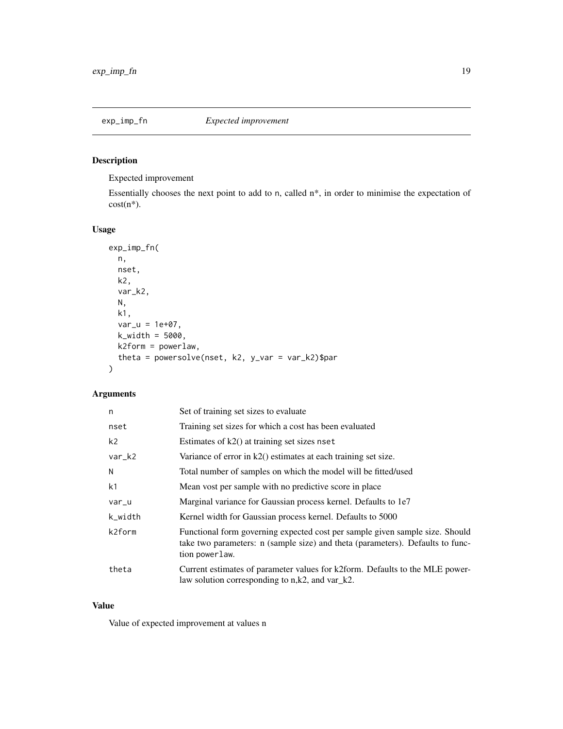## exp_imp_fn *Expected improvement*

### Description

Expected improvement

Essentially chooses the next point to add to n, called n*, in order to minimise the expectation of cost(n*).

### Usage

```
exp_imp_fn(
  n,
  nset,
  k2,
  var_k2,
  N,
  k1,
  var_u = 1e+07,
  k_width = 5000,
  k2form = powerlaw,
  theta = powersolve(nset, k2, y_var = var_k2)$par
)
```

### Arguments

| | |
|---|---|
| n | Set of training set sizes to evaluate |
| nset | Training set sizes for which a cost has been evaluated |
| k2 | Estimates of k2() at training set sizes nset |
| var_k2 | Variance of error in k2() estimates at each training set size. |
| N | Total number of samples on which the model will be fitted/used |
| k1 | Mean vost per sample with no predictive score in place |
| var_u | Marginal variance for Gaussian process kernel. Defaults to 1e7 |
| k_width | Kernel width for Gaussian process kernel. Defaults to 5000 |
| k2form | Functional form governing expected cost per sample given sample size. Should take two parameters: n (sample size) and theta (parameters). Defaults to function powerlaw. |
| theta | Current estimates of parameter values for k2form. Defaults to the MLE power-law solution corresponding to n,k2, and var_k2. |

### Value

Value of expected improvement at values n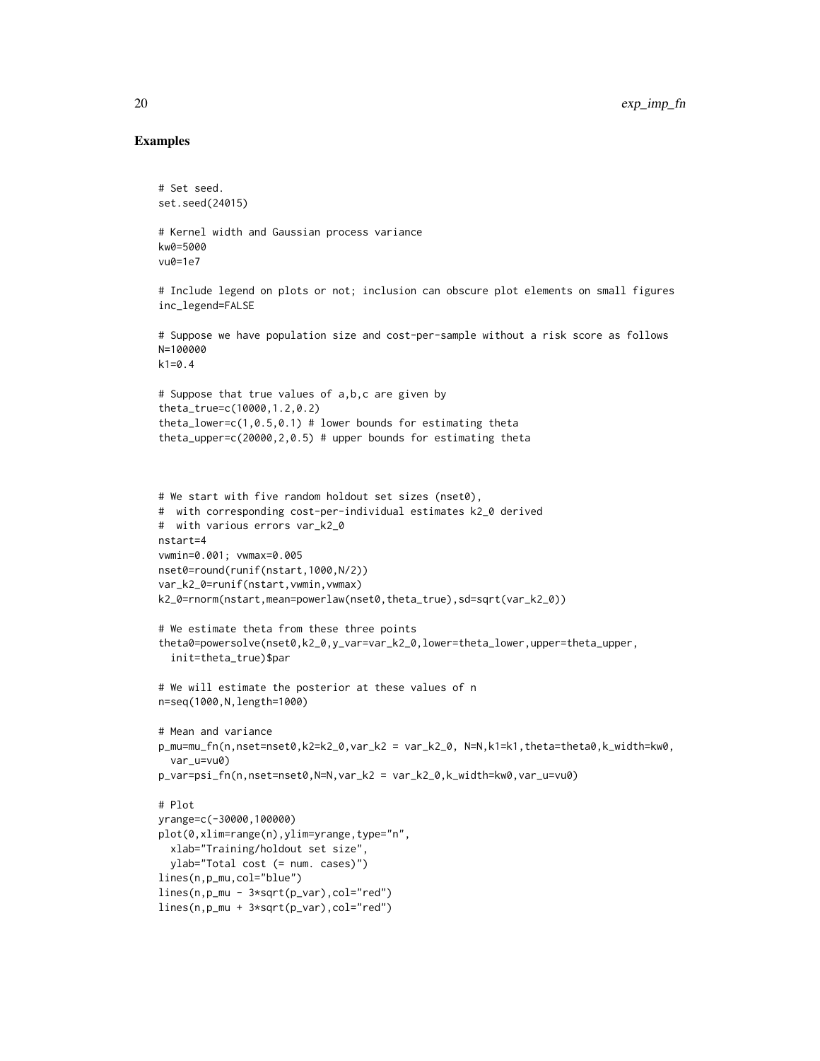## Examples

```
# Set seed.
set.seed(24015)

# Kernel width and Gaussian process variance
kw0=5000
vu0=1e7

# Include legend on plots or not; inclusion can obscure plot elements on small figures
inc_legend=FALSE

# Suppose we have population size and cost-per-sample without a risk score as follows
N=100000
k1=0.4

# Suppose that true values of a,b,c are given by
theta_true=c(10000,1.2,0.2)
theta_lower=c(1,0.5,0.1) # lower bounds for estimating theta
theta_upper=c(20000,2,0.5) # upper bounds for estimating theta



# We start with five random holdout set sizes (nset0),
#  with corresponding cost-per-individual estimates k2_0 derived
#  with various errors var_k2_0
nstart=4
vwmin=0.001; vwmax=0.005
nset0=round(runif(nstart,1000,N/2))
var_k2_0=runif(nstart,vwmin,vwmax)
k2_0=rnorm(nstart,mean=powerlaw(nset0,theta_true),sd=sqrt(var_k2_0))

# We estimate theta from these three points
theta0=powersolve(nset0,k2_0,y_var=var_k2_0,lower=theta_lower,upper=theta_upper,
  init=theta_true)$par

# We will estimate the posterior at these values of n
n=seq(1000,N,length=1000)

# Mean and variance
p_mu=mu_fn(n,nset=nset0,k2=k2_0,var_k2 = var_k2_0, N=N,k1=k1,theta=theta0,k_width=kw0,
  var_u=vu0)
p_var=psi_fn(n,nset=nset0,N=N,var_k2 = var_k2_0,k_width=kw0,var_u=vu0)

# Plot
yrange=c(-30000,100000)
plot(0,xlim=range(n),ylim=yrange,type="n",
  xlab="Training/holdout set size",
  ylab="Total cost (= num. cases)")
lines(n,p_mu,col="blue")
lines(n,p_mu - 3*sqrt(p_var),col="red")
lines(n,p_mu + 3*sqrt(p_var),col="red")
```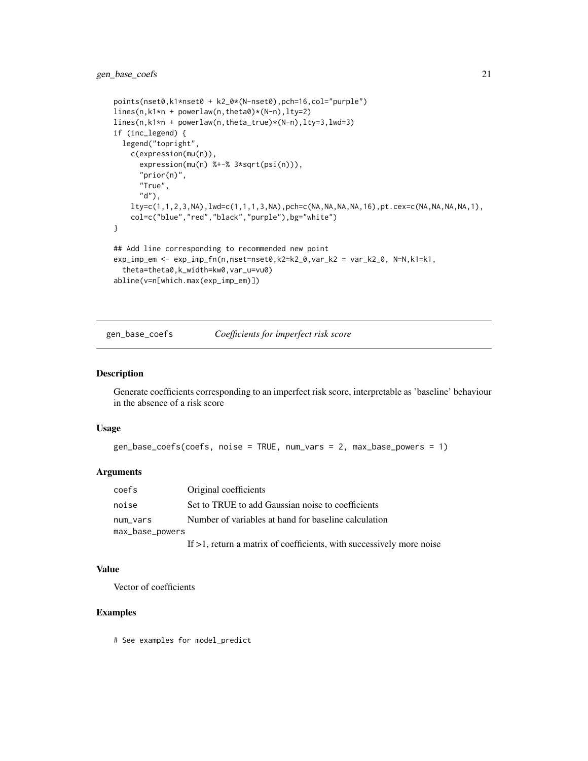```
points(nset0,k1*nset0 + k2_0*(N-nset0),pch=16,col="purple")
lines(n,k1*n + powerlaw(n,theta0)*(N-n),lty=2)
lines(n,k1*n + powerlaw(n,theta_true)*(N-n),lty=3,lwd=3)
if (inc_legend) {
  legend("topright",
    c(expression(mu(n)),
      expression(mu(n) %+-% 3*sqrt(psi(n))),
      "prior(n)",
      "True",
      "d"),
    lty=c(1,1,2,3,NA),lwd=c(1,1,1,3,NA),pch=c(NA,NA,NA,NA,16),pt.cex=c(NA,NA,NA,NA,1),
    col=c("blue","red","black","purple"),bg="white")
}

## Add line corresponding to recommended new point
exp_imp_em <- exp_imp_fn(n,nset=nset0,k2=k2_0,var_k2 = var_k2_0, N=N,k1=k1,
  theta=theta0,k_width=kw0,var_u=vu0)
abline(v=n[which.max(exp_imp_em)])
```

---

## gen_base_coefs    *Coefficients for imperfect risk score*

### Description

Generate coefficients corresponding to an imperfect risk score, interpretable as 'baseline' behaviour in the absence of a risk score

### Usage

```
gen_base_coefs(coefs, noise = TRUE, num_vars = 2, max_base_powers = 1)
```

### Arguments

| | |
|---|---|
| coefs | Original coefficients |
| noise | Set to TRUE to add Gaussian noise to coefficients |
| num_vars | Number of variables at hand for baseline calculation |
| max_base_powers | If >1, return a matrix of coefficients, with successively more noise |

### Value

Vector of coefficients

### Examples

```
# See examples for model_predict
```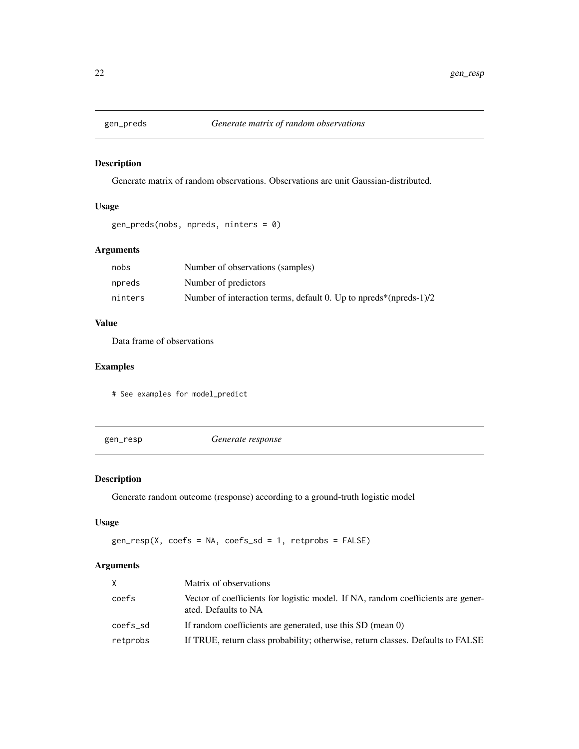## gen_preds *Generate matrix of random observations*

### Description

Generate matrix of random observations. Observations are unit Gaussian-distributed.

### Usage

```
gen_preds(nobs, npreds, ninters = 0)
```

### Arguments

| | |
|---|---|
| nobs | Number of observations (samples) |
| npreds | Number of predictors |
| ninters | Number of interaction terms, default 0. Up to npreds*(npreds-1)/2 |

### Value

Data frame of observations

### Examples

```
# See examples for model_predict
```

## gen_resp *Generate response*

### Description

Generate random outcome (response) according to a ground-truth logistic model

### Usage

```
gen_resp(X, coefs = NA, coefs_sd = 1, retprobs = FALSE)
```

### Arguments

| | |
|---|---|
| X | Matrix of observations |
| coefs | Vector of coefficients for logistic model. If NA, random coefficients are generated. Defaults to NA |
| coefs_sd | If random coefficients are generated, use this SD (mean 0) |
| retprobs | If TRUE, return class probability; otherwise, return classes. Defaults to FALSE |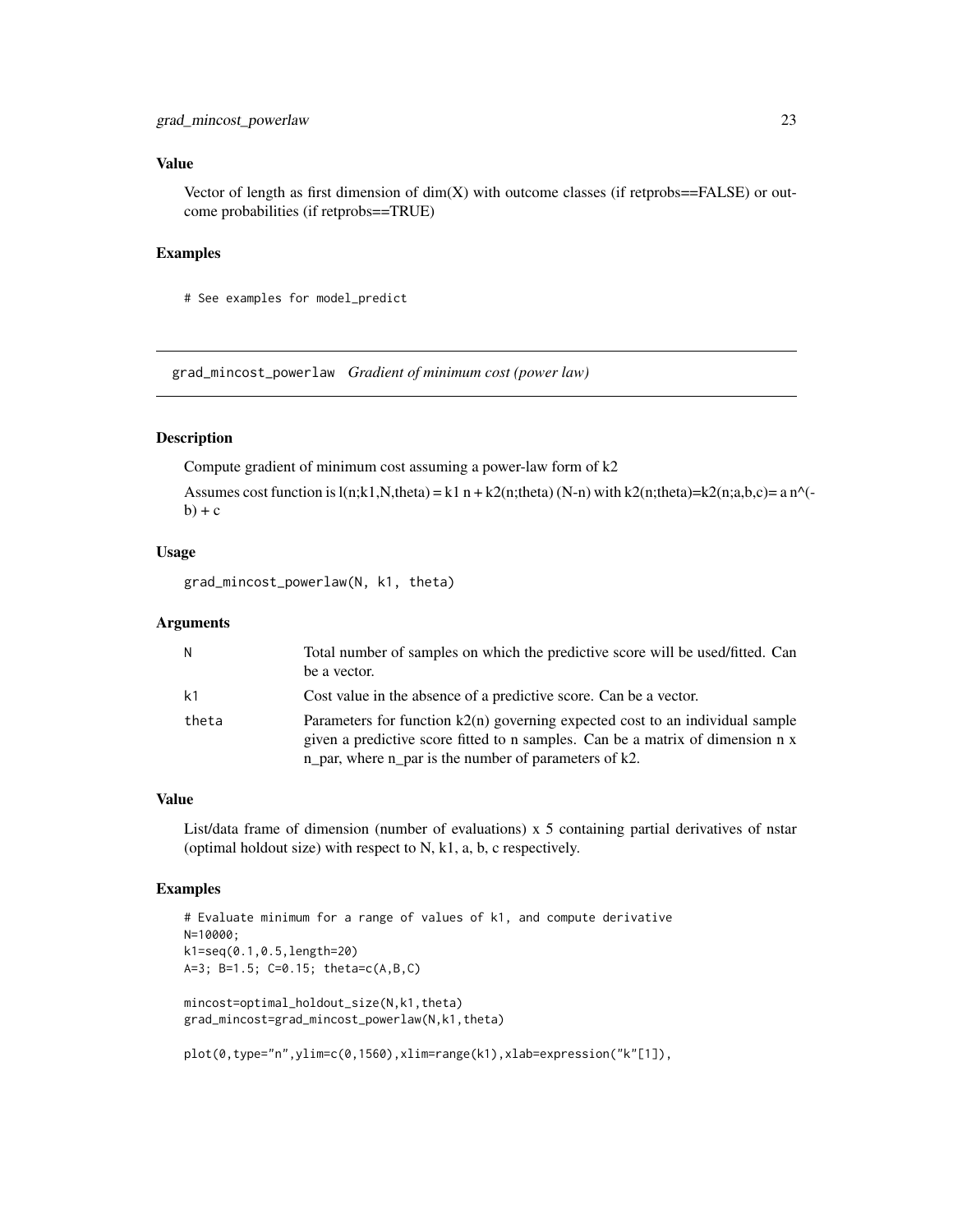## Value

Vector of length as first dimension of dim(X) with outcome classes (if retprobs==FALSE) or outcome probabilities (if retprobs==TRUE)

## Examples

```
# See examples for model_predict
```

---

# grad_mincost_powerlaw *Gradient of minimum cost (power law)*

## Description

Compute gradient of minimum cost assuming a power-law form of k2

Assumes cost function is l(n;k1,N,theta) = k1 n + k2(n;theta) (N-n) with k2(n;theta)=k2(n;a,b,c)= a n^(-b) + c

## Usage

```
grad_mincost_powerlaw(N, k1, theta)
```

## Arguments

| | |
|---|---|
| N | Total number of samples on which the predictive score will be used/fitted. Can be a vector. |
| k1 | Cost value in the absence of a predictive score. Can be a vector. |
| theta | Parameters for function k2(n) governing expected cost to an individual sample given a predictive score fitted to n samples. Can be a matrix of dimension n x n_par, where n_par is the number of parameters of k2. |

## Value

List/data frame of dimension (number of evaluations) x 5 containing partial derivatives of nstar (optimal holdout size) with respect to N, k1, a, b, c respectively.

## Examples

```
# Evaluate minimum for a range of values of k1, and compute derivative
N=10000;
k1=seq(0.1,0.5,length=20)
A=3; B=1.5; C=0.15; theta=c(A,B,C)

mincost=optimal_holdout_size(N,k1,theta)
grad_mincost=grad_mincost_powerlaw(N,k1,theta)

plot(0,type="n",ylim=c(0,1560),xlim=range(k1),xlab=expression("k"[1]),
```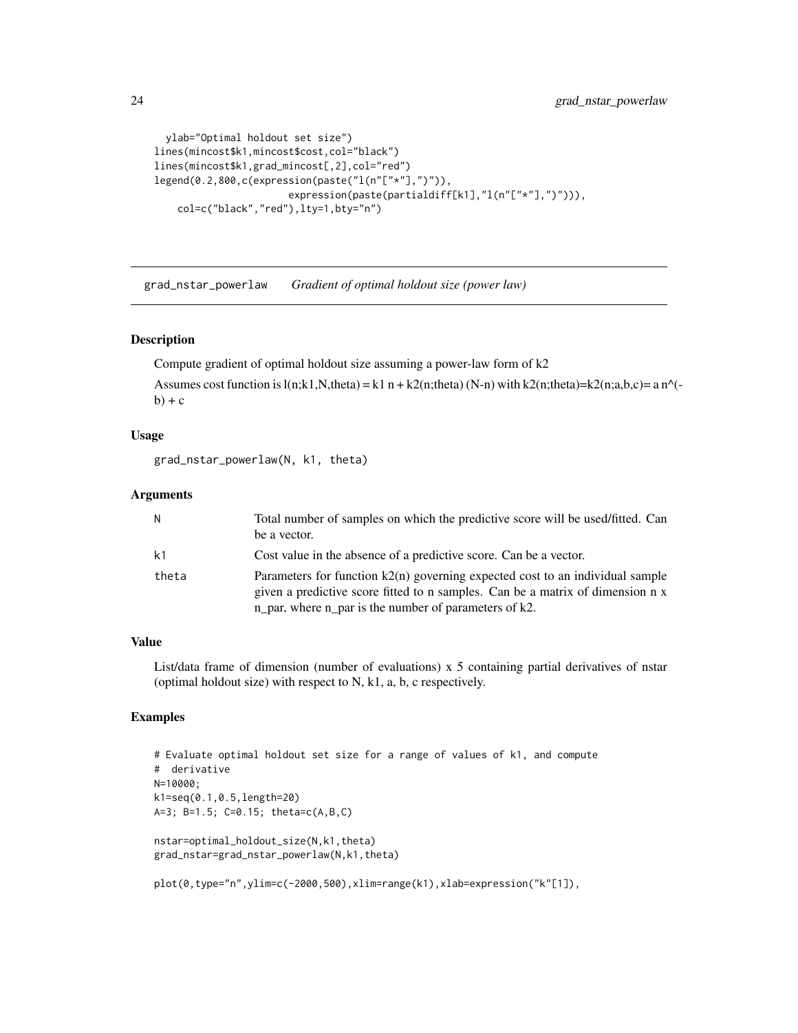```
  ylab="Optimal holdout set size")
lines(mincost$k1,mincost$cost,col="black")
lines(mincost$k1,grad_mincost[,2],col="red")
legend(0.2,800,c(expression(paste("l(n"["*"],")")),
                    expression(paste(partialdiff[k1],"l(n"["*"],")"))),
    col=c("black","red"),lty=1,bty="n")
```

---

## grad_nstar_powerlaw *Gradient of optimal holdout size (power law)*

### Description

Compute gradient of optimal holdout size assuming a power-law form of k2

Assumes cost function is l(n;k1,N,theta) = k1 n + k2(n;theta) (N-n) with k2(n;theta)=k2(n;a,b,c)= a n^(-b) + c

### Usage

```
grad_nstar_powerlaw(N, k1, theta)
```

### Arguments

| | |
|---|---|
| N | Total number of samples on which the predictive score will be used/fitted. Can be a vector. |
| k1 | Cost value in the absence of a predictive score. Can be a vector. |
| theta | Parameters for function k2(n) governing expected cost to an individual sample given a predictive score fitted to n samples. Can be a matrix of dimension n x n_par, where n_par is the number of parameters of k2. |

### Value

List/data frame of dimension (number of evaluations) x 5 containing partial derivatives of nstar (optimal holdout size) with respect to N, k1, a, b, c respectively.

### Examples

```
# Evaluate optimal holdout set size for a range of values of k1, and compute
#  derivative
N=10000;
k1=seq(0.1,0.5,length=20)
A=3; B=1.5; C=0.15; theta=c(A,B,C)

nstar=optimal_holdout_size(N,k1,theta)
grad_nstar=grad_nstar_powerlaw(N,k1,theta)

plot(0,type="n",ylim=c(-2000,500),xlim=range(k1),xlab=expression("k"[1]),
```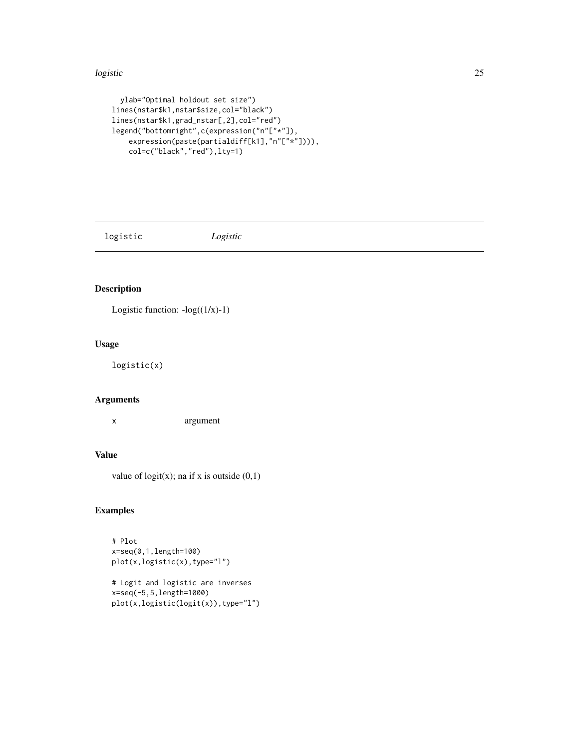```
    ylab="Optimal holdout set size")
lines(nstar$k1,nstar$size,col="black")
lines(nstar$k1,grad_nstar[,2],col="red")
legend("bottomright",c(expression("n"["*"]),
    expression(paste(partialdiff[k1],"n"["*"]))),
    col=c("black","red"),lty=1)
```

## logistic — *Logistic*

### Description

Logistic function: -log((1/x)-1)

### Usage

```
logistic(x)
```

### Arguments

| | |
|---|---|
| x | argument |

### Value

value of logit(x); na if x is outside (0,1)

### Examples

```
# Plot
x=seq(0,1,length=100)
plot(x,logistic(x),type="l")

# Logit and logistic are inverses
x=seq(-5,5,length=1000)
plot(x,logistic(logit(x)),type="l")
```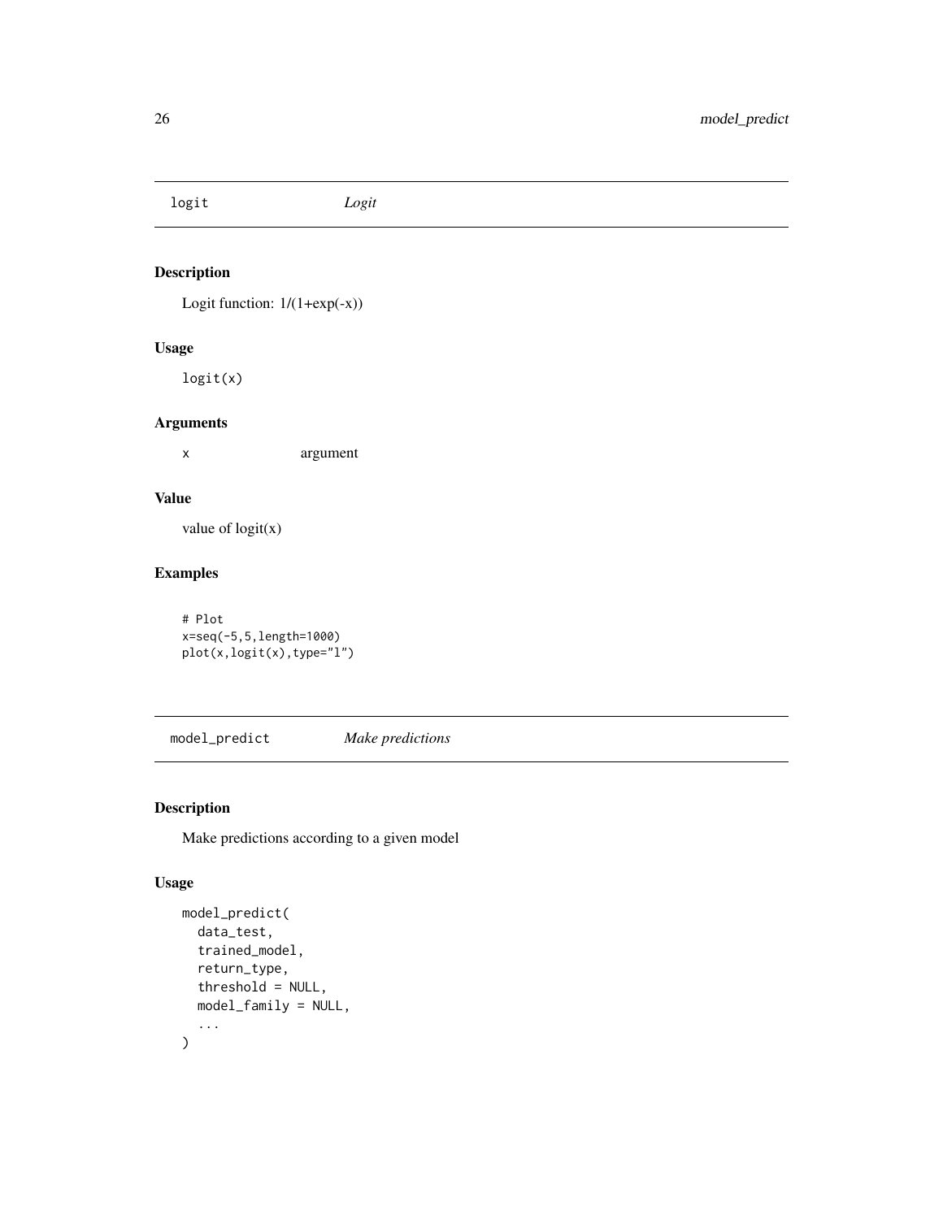## logit *Logit*

### Description

Logit function: 1/(1+exp(-x))

### Usage

```
logit(x)
```

### Arguments

| | |
|---|---|
| x | argument |

### Value

value of logit(x)

### Examples

```
# Plot
x=seq(-5,5,length=1000)
plot(x,logit(x),type="l")
```

## model_predict *Make predictions*

### Description

Make predictions according to a given model

### Usage

```
model_predict(
  data_test,
  trained_model,
  return_type,
  threshold = NULL,
  model_family = NULL,
  ...
)
```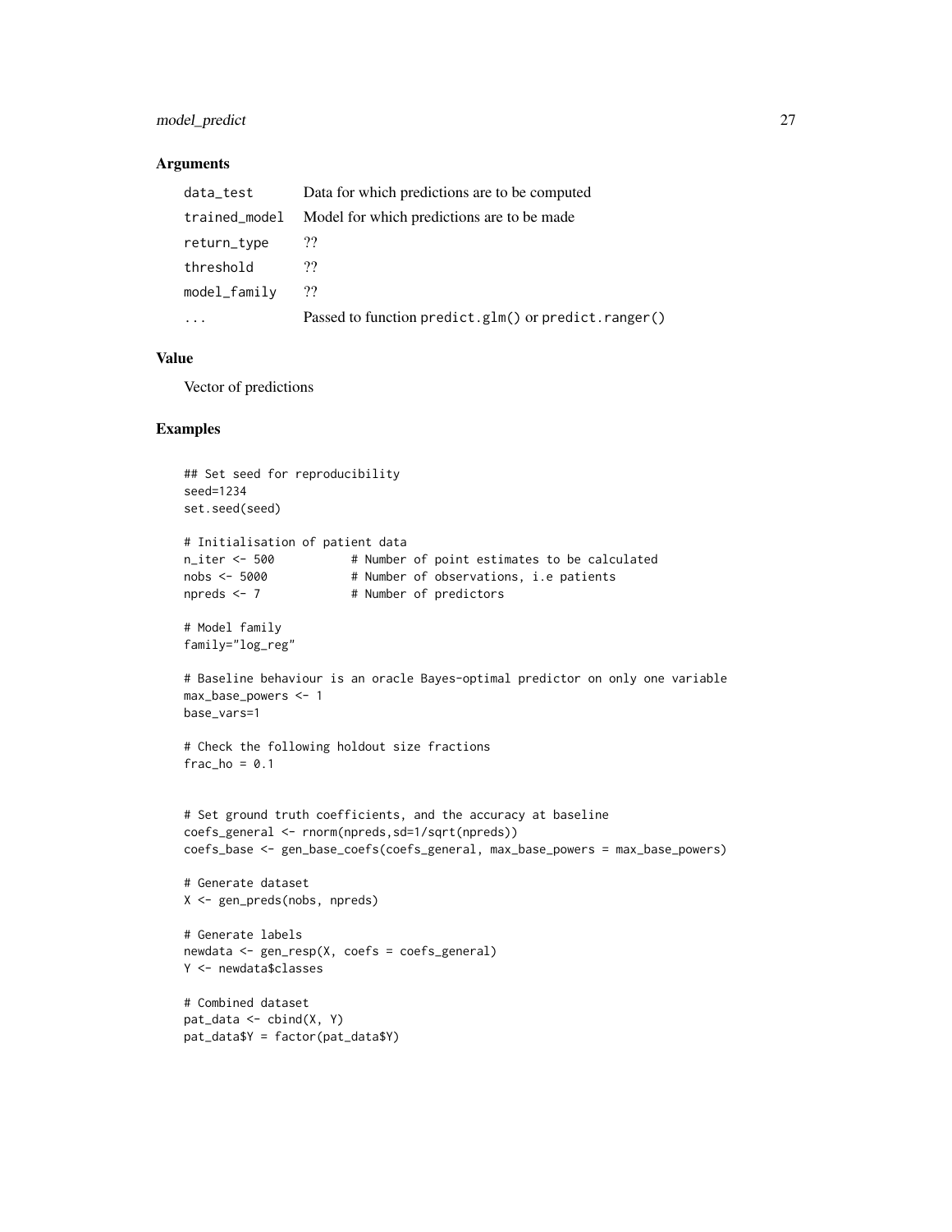### Arguments

| | |
|---|---|
| `data_test` | Data for which predictions are to be computed |
| `trained_model` | Model for which predictions are to be made |
| `return_type` | ?? |
| `threshold` | ?? |
| `model_family` | ?? |
| `...` | Passed to function `predict.glm()` or `predict.ranger()` |

### Value

Vector of predictions

### Examples

```
## Set seed for reproducibility
seed=1234
set.seed(seed)

# Initialisation of patient data
n_iter <- 500           # Number of point estimates to be calculated
nobs <- 5000            # Number of observations, i.e patients
npreds <- 7             # Number of predictors

# Model family
family="log_reg"

# Baseline behaviour is an oracle Bayes-optimal predictor on only one variable
max_base_powers <- 1
base_vars=1

# Check the following holdout size fractions
frac_ho = 0.1


# Set ground truth coefficients, and the accuracy at baseline
coefs_general <- rnorm(npreds,sd=1/sqrt(npreds))
coefs_base <- gen_base_coefs(coefs_general, max_base_powers = max_base_powers)

# Generate dataset
X <- gen_preds(nobs, npreds)

# Generate labels
newdata <- gen_resp(X, coefs = coefs_general)
Y <- newdata$classes

# Combined dataset
pat_data <- cbind(X, Y)
pat_data$Y = factor(pat_data$Y)
```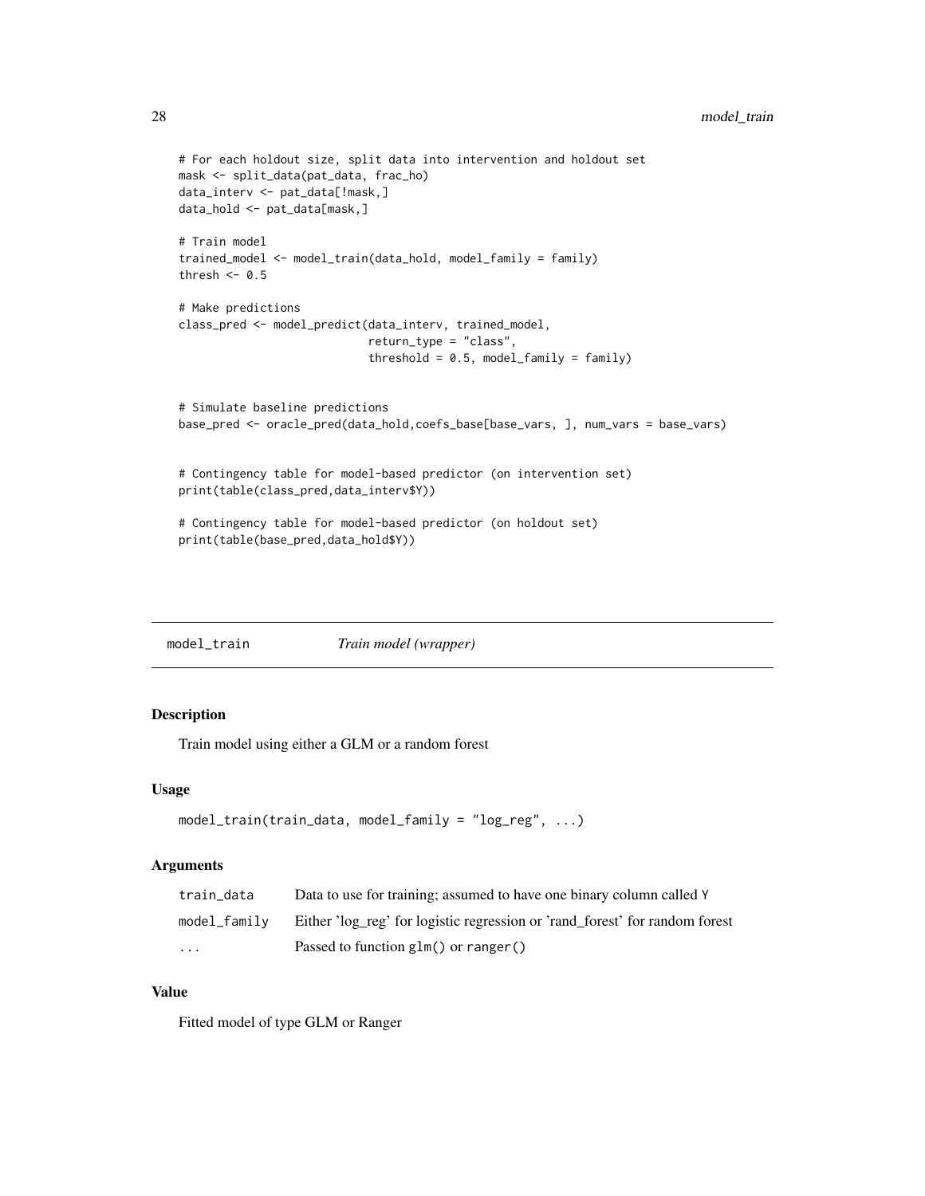```
# For each holdout size, split data into intervention and holdout set
mask <- split_data(pat_data, frac_ho)
data_interv <- pat_data[!mask,]
data_hold <- pat_data[mask,]

# Train model
trained_model <- model_train(data_hold, model_family = family)
thresh <- 0.5

# Make predictions
class_pred <- model_predict(data_interv, trained_model,
                            return_type = "class",
                            threshold = 0.5, model_family = family)


# Simulate baseline predictions
base_pred <- oracle_pred(data_hold,coefs_base[base_vars, ], num_vars = base_vars)


# Contingency table for model-based predictor (on intervention set)
print(table(class_pred,data_interv$Y))

# Contingency table for model-based predictor (on holdout set)
print(table(base_pred,data_hold$Y))
```

## model_train *Train model (wrapper)*

### Description

Train model using either a GLM or a random forest

### Usage

```
model_train(train_data, model_family = "log_reg", ...)
```

### Arguments

| | |
|---|---|
| train_data | Data to use for training; assumed to have one binary column called Y |
| model_family | Either 'log_reg' for logistic regression or 'rand_forest' for random forest |
| ... | Passed to function glm() or ranger() |

### Value

Fitted model of type GLM or Ranger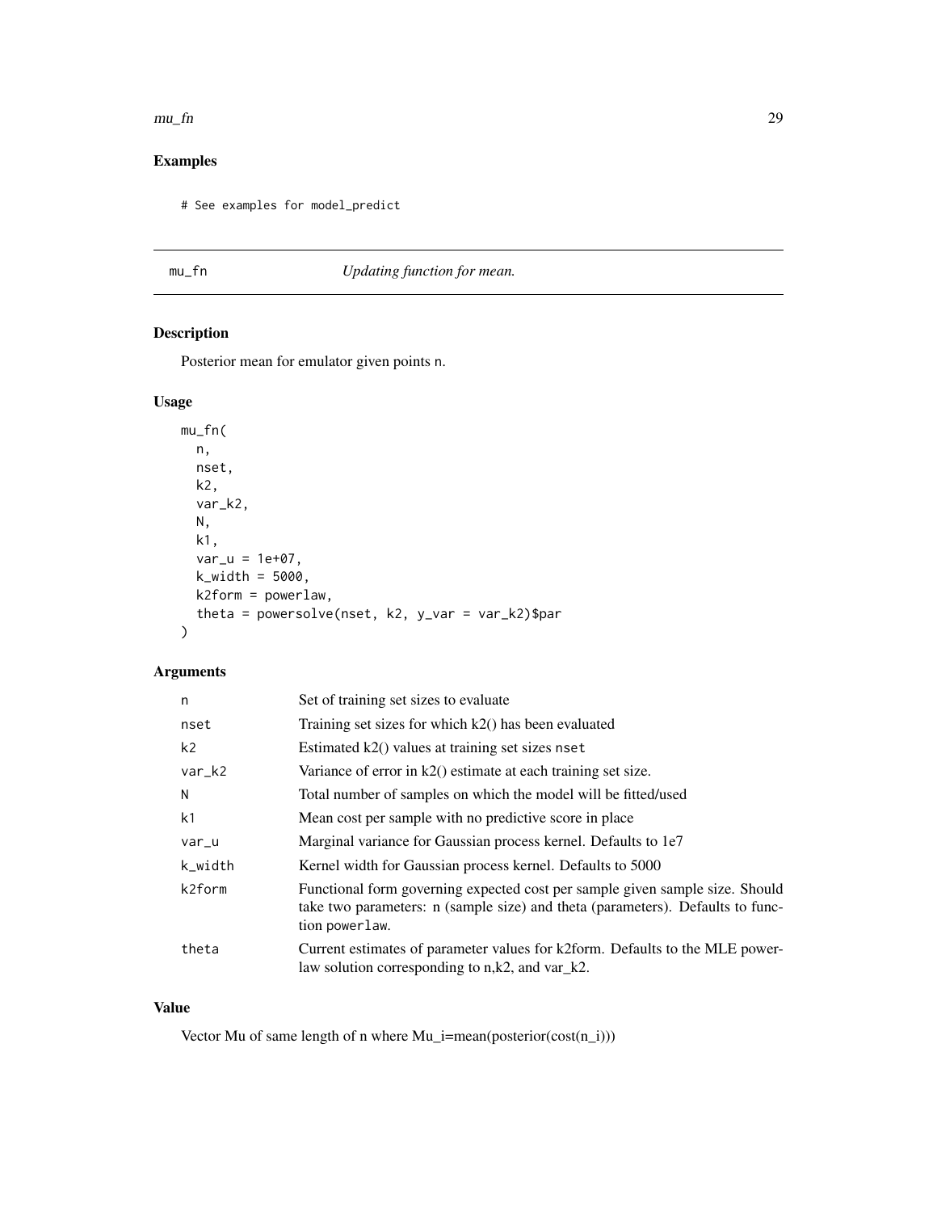## Examples

```
# See examples for model_predict
```

---

## mu_fn — *Updating function for mean.*

### Description

Posterior mean for emulator given points n.

### Usage

```
mu_fn(
  n,
  nset,
  k2,
  var_k2,
  N,
  k1,
  var_u = 1e+07,
  k_width = 5000,
  k2form = powerlaw,
  theta = powersolve(nset, k2, y_var = var_k2)$par
)
```

### Arguments

| Argument | Description |
|---|---|
| n | Set of training set sizes to evaluate |
| nset | Training set sizes for which k2() has been evaluated |
| k2 | Estimated k2() values at training set sizes nset |
| var_k2 | Variance of error in k2() estimate at each training set size. |
| N | Total number of samples on which the model will be fitted/used |
| k1 | Mean cost per sample with no predictive score in place |
| var_u | Marginal variance for Gaussian process kernel. Defaults to 1e7 |
| k_width | Kernel width for Gaussian process kernel. Defaults to 5000 |
| k2form | Functional form governing expected cost per sample given sample size. Should take two parameters: n (sample size) and theta (parameters). Defaults to function powerlaw. |
| theta | Current estimates of parameter values for k2form. Defaults to the MLE powerlaw solution corresponding to n,k2, and var_k2. |

### Value

Vector Mu of same length of n where Mu_i=mean(posterior(cost(n_i)))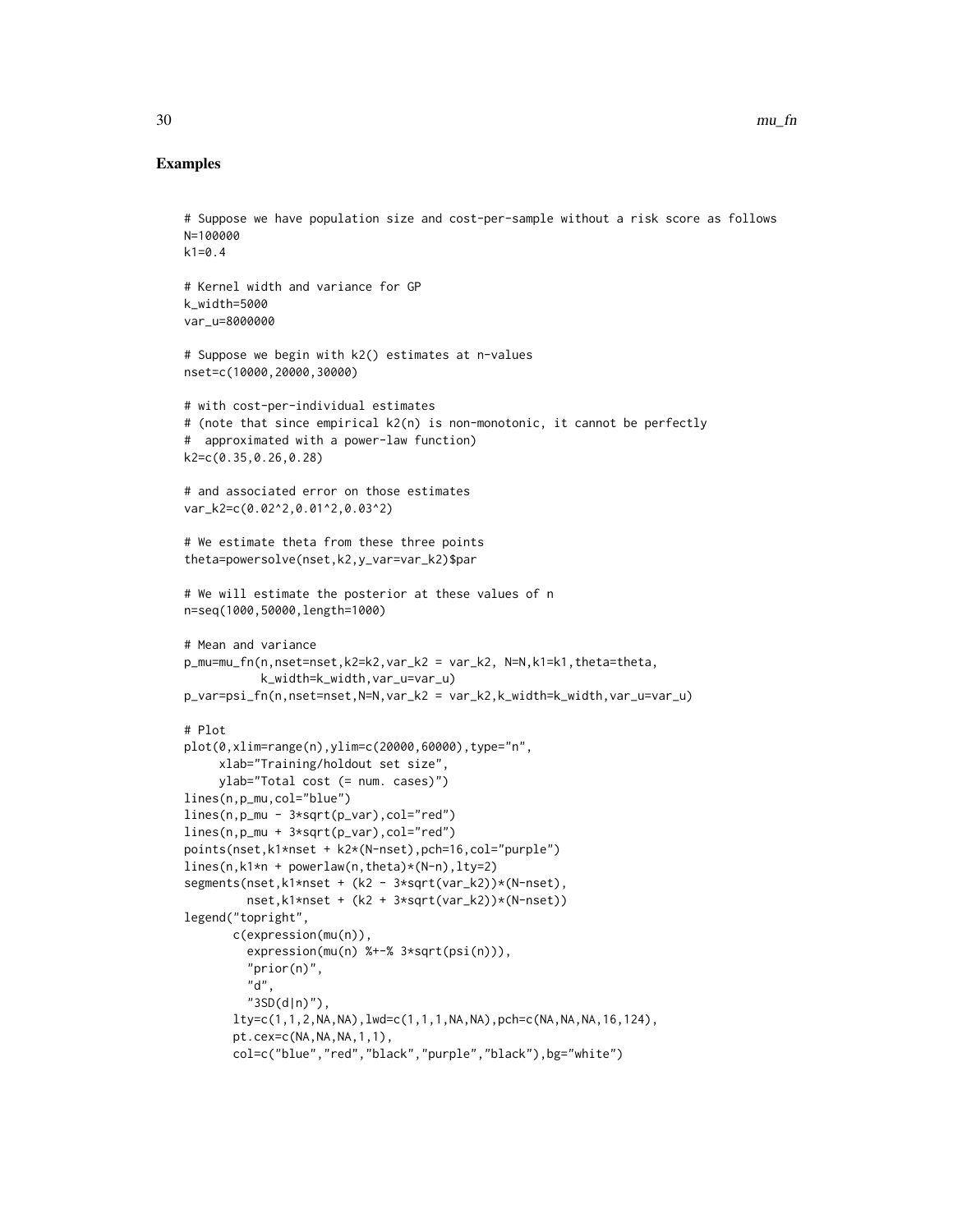## Examples

```
# Suppose we have population size and cost-per-sample without a risk score as follows
N=100000
k1=0.4

# Kernel width and variance for GP
k_width=5000
var_u=8000000

# Suppose we begin with k2() estimates at n-values
nset=c(10000,20000,30000)

# with cost-per-individual estimates
# (note that since empirical k2(n) is non-monotonic, it cannot be perfectly
#  approximated with a power-law function)
k2=c(0.35,0.26,0.28)

# and associated error on those estimates
var_k2=c(0.02^2,0.01^2,0.03^2)

# We estimate theta from these three points
theta=powersolve(nset,k2,y_var=var_k2)$par

# We will estimate the posterior at these values of n
n=seq(1000,50000,length=1000)

# Mean and variance
p_mu=mu_fn(n,nset=nset,k2=k2,var_k2 = var_k2, N=N,k1=k1,theta=theta,
           k_width=k_width,var_u=var_u)
p_var=psi_fn(n,nset=nset,N=N,var_k2 = var_k2,k_width=k_width,var_u=var_u)

# Plot
plot(0,xlim=range(n),ylim=c(20000,60000),type="n",
     xlab="Training/holdout set size",
     ylab="Total cost (= num. cases)")
lines(n,p_mu,col="blue")
lines(n,p_mu - 3*sqrt(p_var),col="red")
lines(n,p_mu + 3*sqrt(p_var),col="red")
points(nset,k1*nset + k2*(N-nset),pch=16,col="purple")
lines(n,k1*n + powerlaw(n,theta)*(N-n),lty=2)
segments(nset,k1*nset + (k2 - 3*sqrt(var_k2))*(N-nset),
         nset,k1*nset + (k2 + 3*sqrt(var_k2))*(N-nset))
legend("topright",
       c(expression(mu(n)),
         expression(mu(n) %+-% 3*sqrt(psi(n))),
         "prior(n)",
         "d",
         "3SD(d|n)"),
       lty=c(1,1,2,NA,NA),lwd=c(1,1,1,NA,NA),pch=c(NA,NA,NA,16,124),
       pt.cex=c(NA,NA,NA,1,1),
       col=c("blue","red","black","purple","black"),bg="white")
```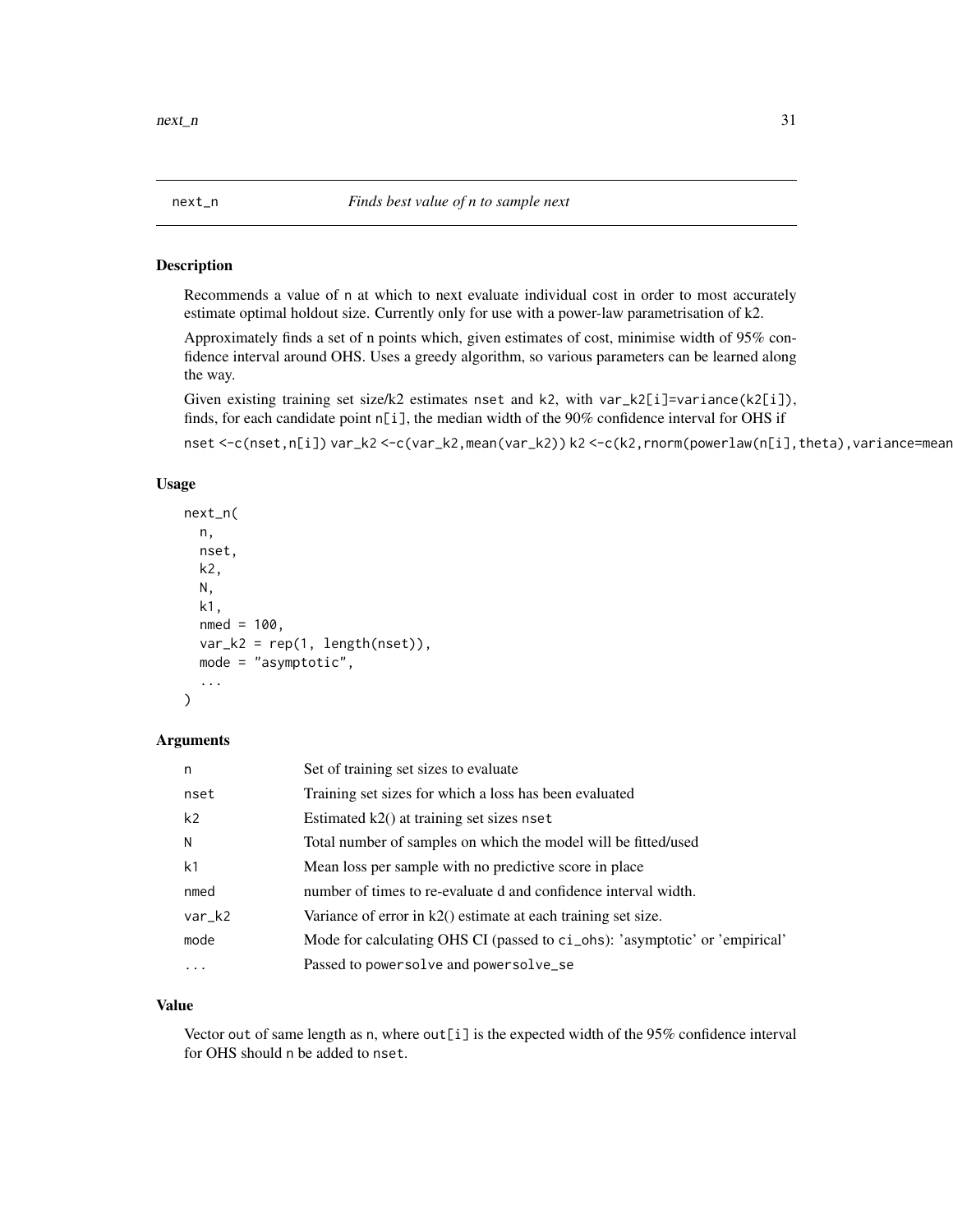# next_n — *Finds best value of n to sample next*

## Description

Recommends a value of `n` at which to next evaluate individual cost in order to most accurately estimate optimal holdout size. Currently only for use with a power-law parametrisation of k2.

Approximately finds a set of n points which, given estimates of cost, minimise width of 95% confidence interval around OHS. Uses a greedy algorithm, so various parameters can be learned along the way.

Given existing training set size/k2 estimates `nset` and `k2`, with `var_k2[i]=variance(k2[i])`, finds, for each candidate point `n[i]`, the median width of the 90% confidence interval for OHS if

`nset <-c(nset,n[i]) var_k2 <-c(var_k2,mean(var_k2)) k2 <-c(k2,rnorm(powerlaw(n[i],theta),variance=mean`

## Usage

```
next_n(
  n,
  nset,
  k2,
  N,
  k1,
  nmed = 100,
  var_k2 = rep(1, length(nset)),
  mode = "asymptotic",
  ...
)
```

## Arguments

| | |
|---|---|
| `n` | Set of training set sizes to evaluate |
| `nset` | Training set sizes for which a loss has been evaluated |
| `k2` | Estimated k2() at training set sizes `nset` |
| `N` | Total number of samples on which the model will be fitted/used |
| `k1` | Mean loss per sample with no predictive score in place |
| `nmed` | number of times to re-evaluate d and confidence interval width. |
| `var_k2` | Variance of error in k2() estimate at each training set size. |
| `mode` | Mode for calculating OHS CI (passed to `ci_ohs`): 'asymptotic' or 'empirical' |
| `...` | Passed to `powersolve` and `powersolve_se` |

## Value

Vector `out` of same length as `n`, where `out[i]` is the expected width of the 95% confidence interval for OHS should `n` be added to `nset`.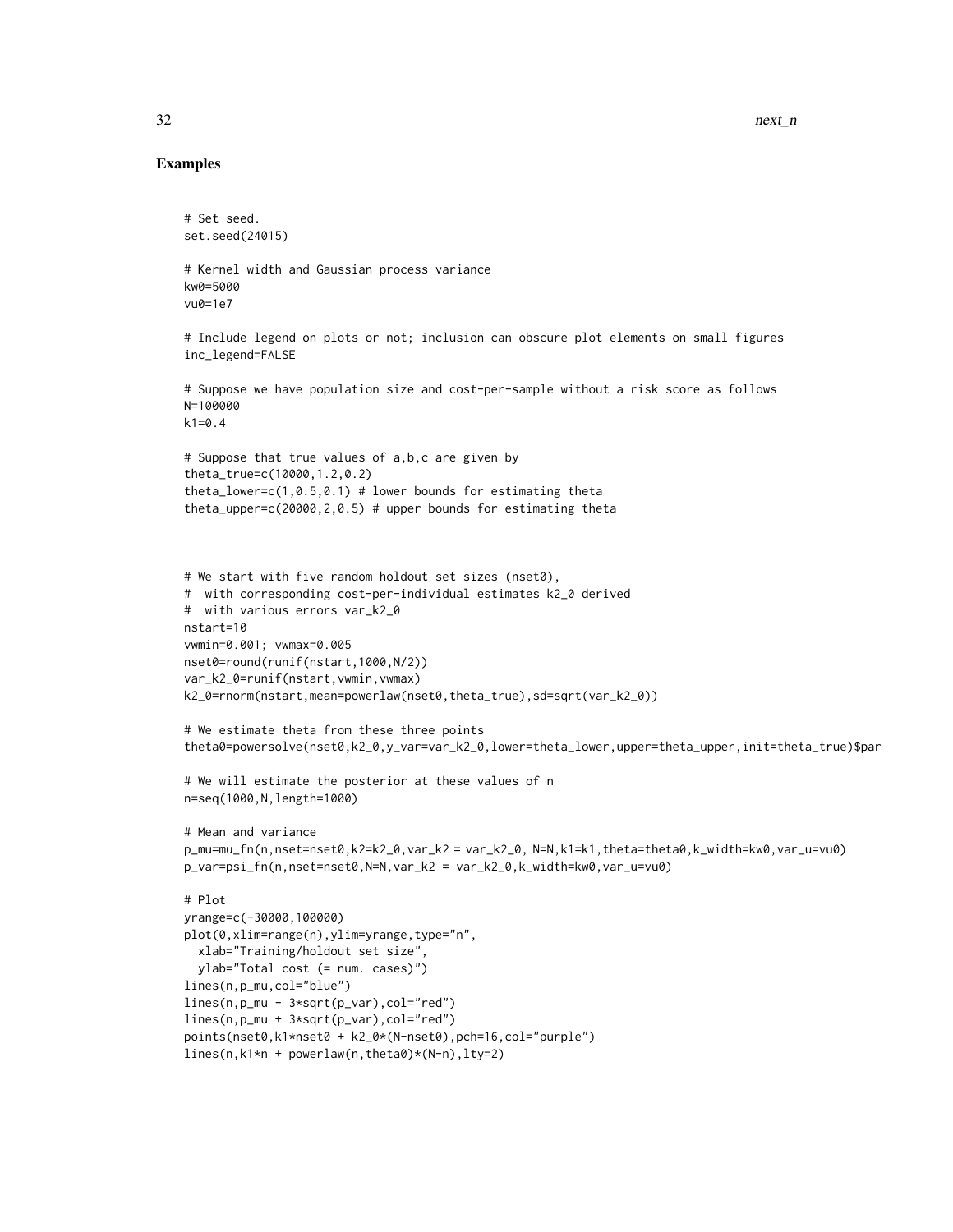## Examples

```
# Set seed.
set.seed(24015)

# Kernel width and Gaussian process variance
kw0=5000
vu0=1e7

# Include legend on plots or not; inclusion can obscure plot elements on small figures
inc_legend=FALSE

# Suppose we have population size and cost-per-sample without a risk score as follows
N=100000
k1=0.4

# Suppose that true values of a,b,c are given by
theta_true=c(10000,1.2,0.2)
theta_lower=c(1,0.5,0.1) # lower bounds for estimating theta
theta_upper=c(20000,2,0.5) # upper bounds for estimating theta



# We start with five random holdout set sizes (nset0),
#  with corresponding cost-per-individual estimates k2_0 derived
#  with various errors var_k2_0
nstart=10
vwmin=0.001; vwmax=0.005
nset0=round(runif(nstart,1000,N/2))
var_k2_0=runif(nstart,vwmin,vwmax)
k2_0=rnorm(nstart,mean=powerlaw(nset0,theta_true),sd=sqrt(var_k2_0))

# We estimate theta from these three points
theta0=powersolve(nset0,k2_0,y_var=var_k2_0,lower=theta_lower,upper=theta_upper,init=theta_true)$par

# We will estimate the posterior at these values of n
n=seq(1000,N,length=1000)

# Mean and variance
p_mu=mu_fn(n,nset=nset0,k2=k2_0,var_k2 = var_k2_0, N=N,k1=k1,theta=theta0,k_width=kw0,var_u=vu0)
p_var=psi_fn(n,nset=nset0,N=N,var_k2 = var_k2_0,k_width=kw0,var_u=vu0)

# Plot
yrange=c(-30000,100000)
plot(0,xlim=range(n),ylim=yrange,type="n",
  xlab="Training/holdout set size",
  ylab="Total cost (= num. cases)")
lines(n,p_mu,col="blue")
lines(n,p_mu - 3*sqrt(p_var),col="red")
lines(n,p_mu + 3*sqrt(p_var),col="red")
points(nset0,k1*nset0 + k2_0*(N-nset0),pch=16,col="purple")
lines(n,k1*n + powerlaw(n,theta0)*(N-n),lty=2)
```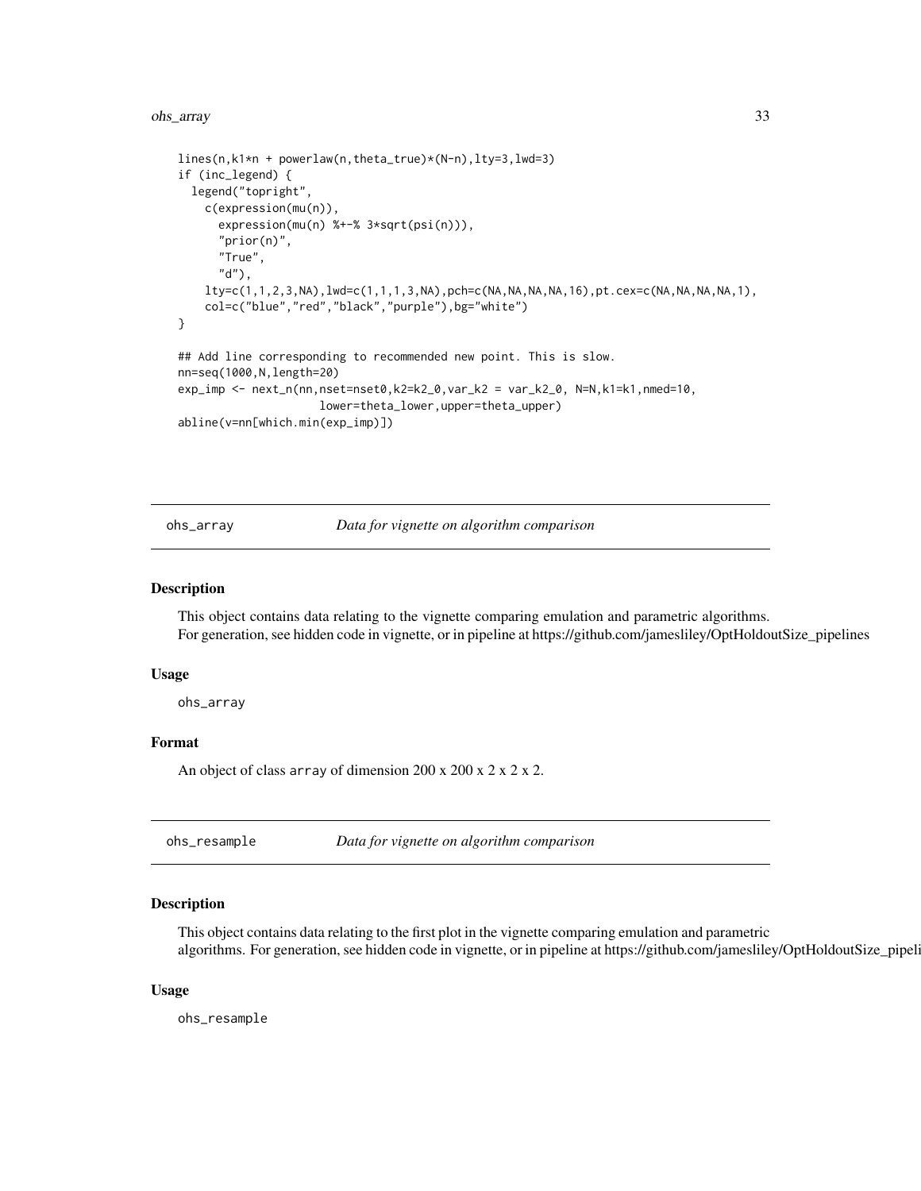```
lines(n,k1*n + powerlaw(n,theta_true)*(N-n),lty=3,lwd=3)
if (inc_legend) {
  legend("topright",
    c(expression(mu(n)),
      expression(mu(n) %+-% 3*sqrt(psi(n))),
      "prior(n)",
      "True",
      "d"),
    lty=c(1,1,2,3,NA),lwd=c(1,1,1,3,NA),pch=c(NA,NA,NA,NA,16),pt.cex=c(NA,NA,NA,NA,1),
    col=c("blue","red","black","purple"),bg="white")
}

## Add line corresponding to recommended new point. This is slow.
nn=seq(1000,N,length=20)
exp_imp <- next_n(nn,nset=nset0,k2=k2_0,var_k2 = var_k2_0, N=N,k1=k1,nmed=10,
                  lower=theta_lower,upper=theta_upper)
abline(v=nn[which.min(exp_imp)])
```

## ohs_array — *Data for vignette on algorithm comparison*

### Description

This object contains data relating to the vignette comparing emulation and parametric algorithms. For generation, see hidden code in vignette, or in pipeline at https://github.com/jamesliley/OptHoldoutSize_pipelines

### Usage

```
ohs_array
```

### Format

An object of class `array` of dimension 200 x 200 x 2 x 2 x 2.

## ohs_resample — *Data for vignette on algorithm comparison*

### Description

This object contains data relating to the first plot in the vignette comparing emulation and parametric algorithms. For generation, see hidden code in vignette, or in pipeline at https://github.com/jamesliley/OptHoldoutSize_pipeli

### Usage

```
ohs_resample
```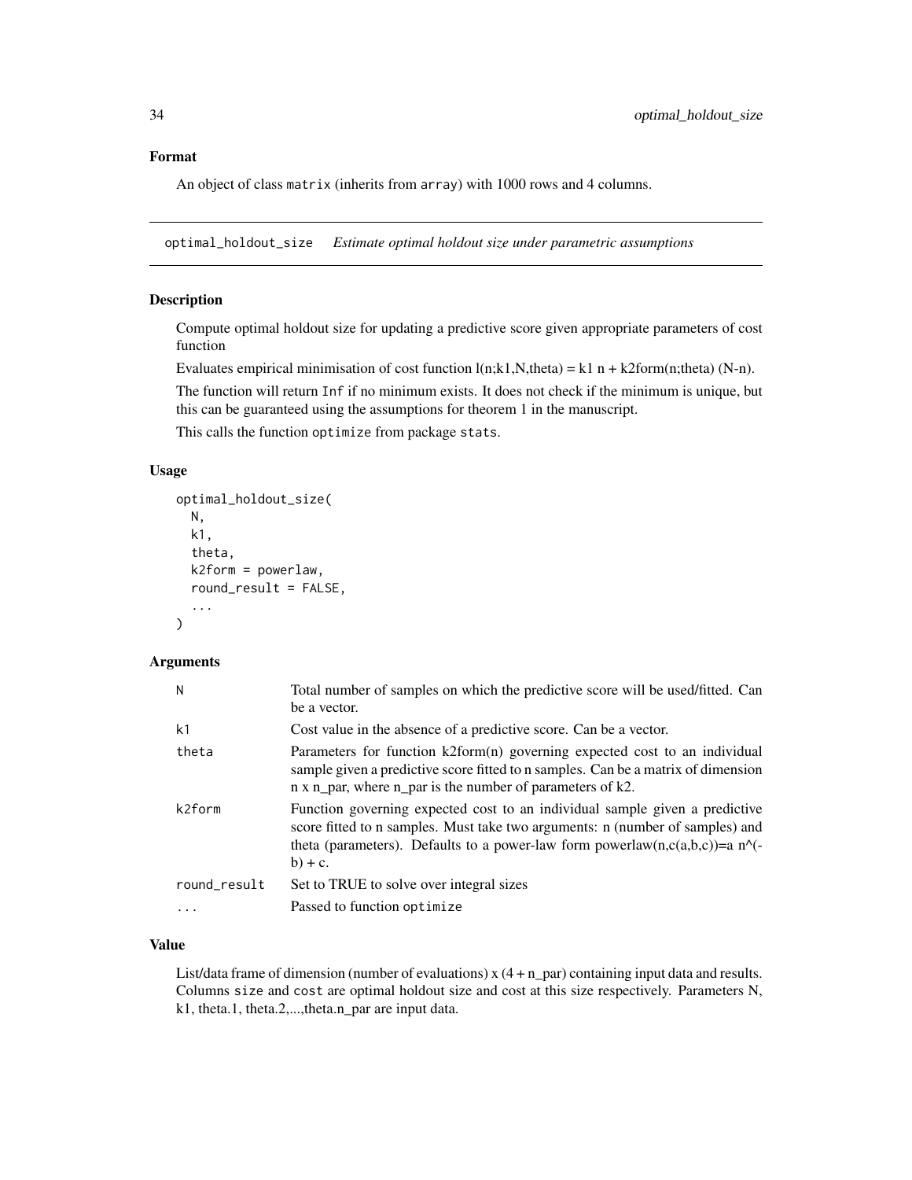## Format

An object of class matrix (inherits from array) with 1000 rows and 4 columns.

---

## optimal_holdout_size    *Estimate optimal holdout size under parametric assumptions*

### Description

Compute optimal holdout size for updating a predictive score given appropriate parameters of cost function

Evaluates empirical minimisation of cost function l(n;k1,N,theta) = k1 n + k2form(n;theta) (N-n).

The function will return Inf if no minimum exists. It does not check if the minimum is unique, but this can be guaranteed using the assumptions for theorem 1 in the manuscript.

This calls the function optimize from package stats.

### Usage

```
optimal_holdout_size(
  N,
  k1,
  theta,
  k2form = powerlaw,
  round_result = FALSE,
  ...
)
```

### Arguments

| | |
|---|---|
| N | Total number of samples on which the predictive score will be used/fitted. Can be a vector. |
| k1 | Cost value in the absence of a predictive score. Can be a vector. |
| theta | Parameters for function k2form(n) governing expected cost to an individual sample given a predictive score fitted to n samples. Can be a matrix of dimension n x n_par, where n_par is the number of parameters of k2. |
| k2form | Function governing expected cost to an individual sample given a predictive score fitted to n samples. Must take two arguments: n (number of samples) and theta (parameters). Defaults to a power-law form powerlaw(n,c(a,b,c))=a n^(-b) + c. |
| round_result | Set to TRUE to solve over integral sizes |
| ... | Passed to function optimize |

### Value

List/data frame of dimension (number of evaluations) x (4 + n_par) containing input data and results. Columns size and cost are optimal holdout size and cost at this size respectively. Parameters N, k1, theta.1, theta.2,...,theta.n_par are input data.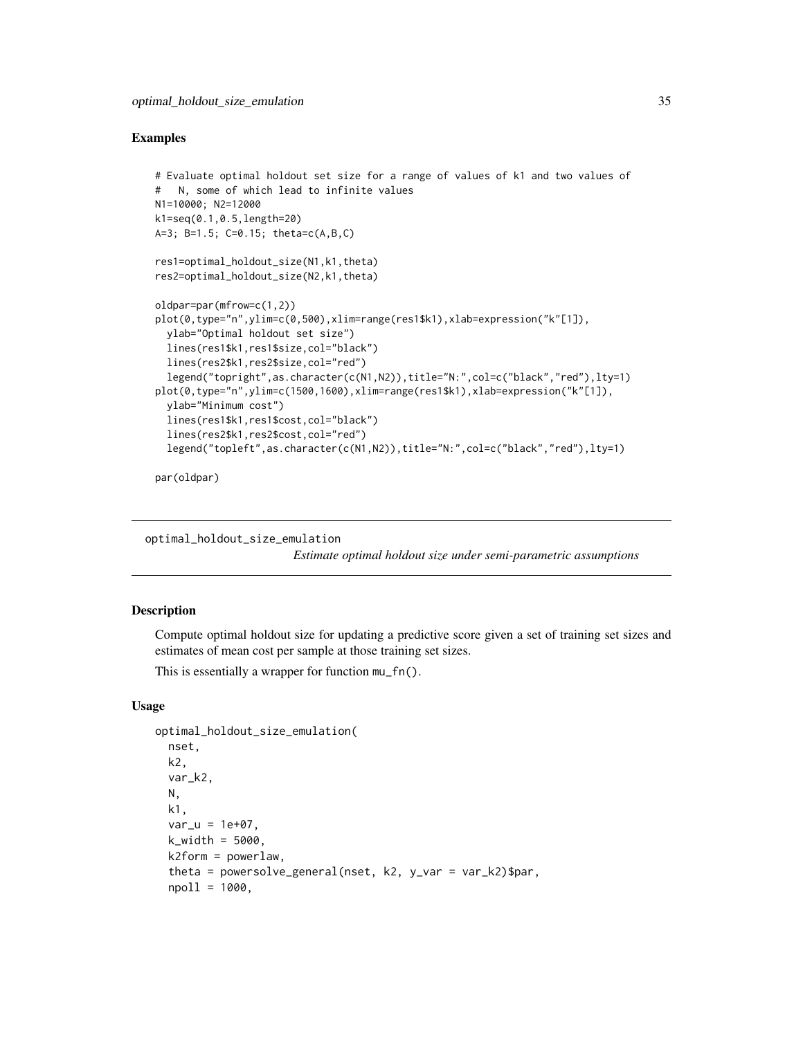### Examples

```
# Evaluate optimal holdout set size for a range of values of k1 and two values of
#   N, some of which lead to infinite values
N1=10000; N2=12000
k1=seq(0.1,0.5,length=20)
A=3; B=1.5; C=0.15; theta=c(A,B,C)

res1=optimal_holdout_size(N1,k1,theta)
res2=optimal_holdout_size(N2,k1,theta)

oldpar=par(mfrow=c(1,2))
plot(0,type="n",ylim=c(0,500),xlim=range(res1$k1),xlab=expression("k"[1]),
  ylab="Optimal holdout set size")
  lines(res1$k1,res1$size,col="black")
  lines(res2$k1,res2$size,col="red")
  legend("topright",as.character(c(N1,N2)),title="N:",col=c("black","red"),lty=1)
plot(0,type="n",ylim=c(1500,1600),xlim=range(res1$k1),xlab=expression("k"[1]),
  ylab="Minimum cost")
  lines(res1$k1,res1$cost,col="black")
  lines(res2$k1,res2$cost,col="red")
  legend("topleft",as.character(c(N1,N2)),title="N:",col=c("black","red"),lty=1)

par(oldpar)
```

---

## optimal_holdout_size_emulation

*Estimate optimal holdout size under semi-parametric assumptions*

---

### Description

Compute optimal holdout size for updating a predictive score given a set of training set sizes and estimates of mean cost per sample at those training set sizes.

This is essentially a wrapper for function mu_fn().

### Usage

```
optimal_holdout_size_emulation(
  nset,
  k2,
  var_k2,
  N,
  k1,
  var_u = 1e+07,
  k_width = 5000,
  k2form = powerlaw,
  theta = powersolve_general(nset, k2, y_var = var_k2)$par,
  npoll = 1000,
```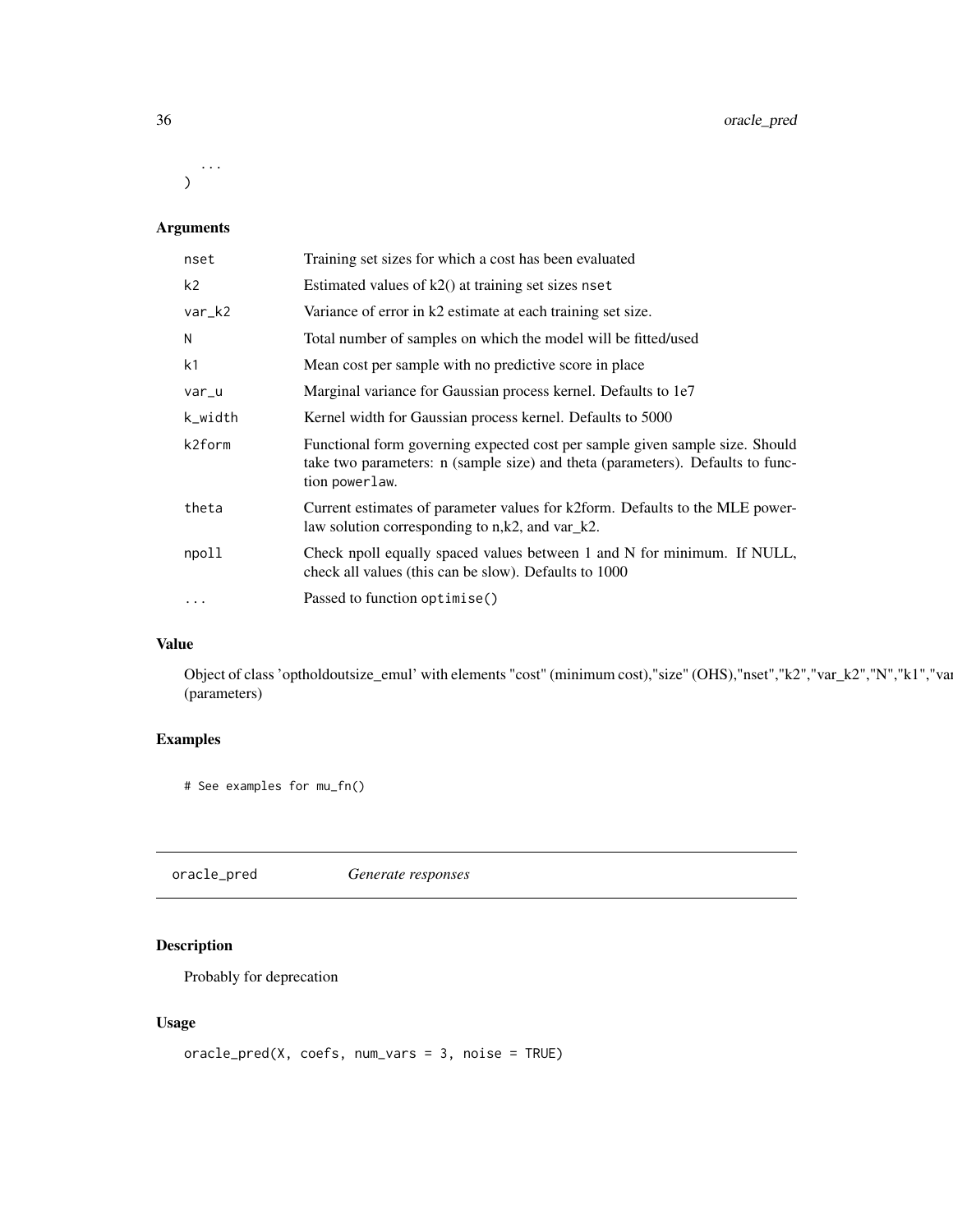```
  ...
)
```

## Arguments

| | |
|---|---|
| nset | Training set sizes for which a cost has been evaluated |
| k2 | Estimated values of k2() at training set sizes nset |
| var_k2 | Variance of error in k2 estimate at each training set size. |
| N | Total number of samples on which the model will be fitted/used |
| k1 | Mean cost per sample with no predictive score in place |
| var_u | Marginal variance for Gaussian process kernel. Defaults to 1e7 |
| k_width | Kernel width for Gaussian process kernel. Defaults to 5000 |
| k2form | Functional form governing expected cost per sample given sample size. Should take two parameters: n (sample size) and theta (parameters). Defaults to function powerlaw. |
| theta | Current estimates of parameter values for k2form. Defaults to the MLE power-law solution corresponding to n,k2, and var_k2. |
| npoll | Check npoll equally spaced values between 1 and N for minimum. If NULL, check all values (this can be slow). Defaults to 1000 |
| ... | Passed to function optimise() |

## Value

Object of class 'optholdoutsize_emul' with elements "cost" (minimum cost),"size" (OHS),"nset","k2","var_k2","N","k1","var
(parameters)

## Examples

```
# See examples for mu_fn()
```

---

## oracle_pred *Generate responses*

## Description

Probably for deprecation

## Usage

```
oracle_pred(X, coefs, num_vars = 3, noise = TRUE)
```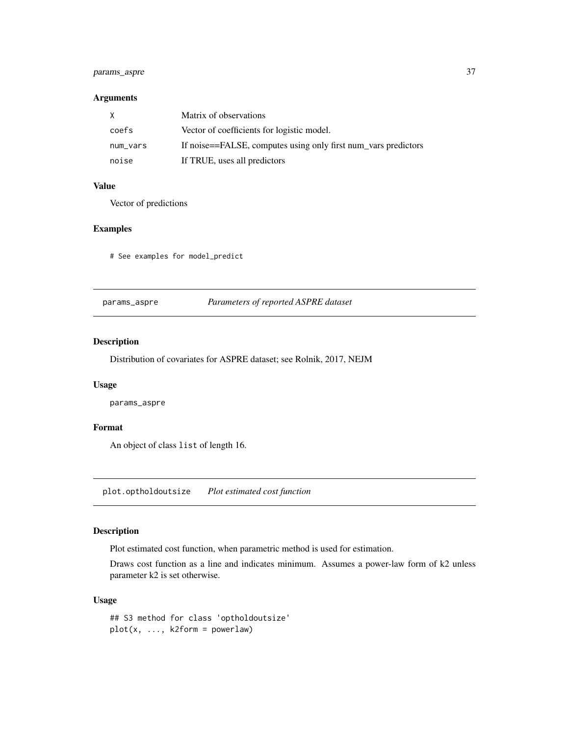### Arguments

| | |
|---|---|
| `X` | Matrix of observations |
| `coefs` | Vector of coefficients for logistic model. |
| `num_vars` | If noise==FALSE, computes using only first num_vars predictors |
| `noise` | If TRUE, uses all predictors |

### Value

Vector of predictions

### Examples

```
# See examples for model_predict
```

---

## params_aspre *Parameters of reported ASPRE dataset*

### Description

Distribution of covariates for ASPRE dataset; see Rolnik, 2017, NEJM

### Usage

```
params_aspre
```

### Format

An object of class `list` of length 16.

---

## plot.optholdoutsize *Plot estimated cost function*

### Description

Plot estimated cost function, when parametric method is used for estimation.

Draws cost function as a line and indicates minimum. Assumes a power-law form of k2 unless parameter k2 is set otherwise.

### Usage

```
## S3 method for class 'optholdoutsize'
plot(x, ..., k2form = powerlaw)
```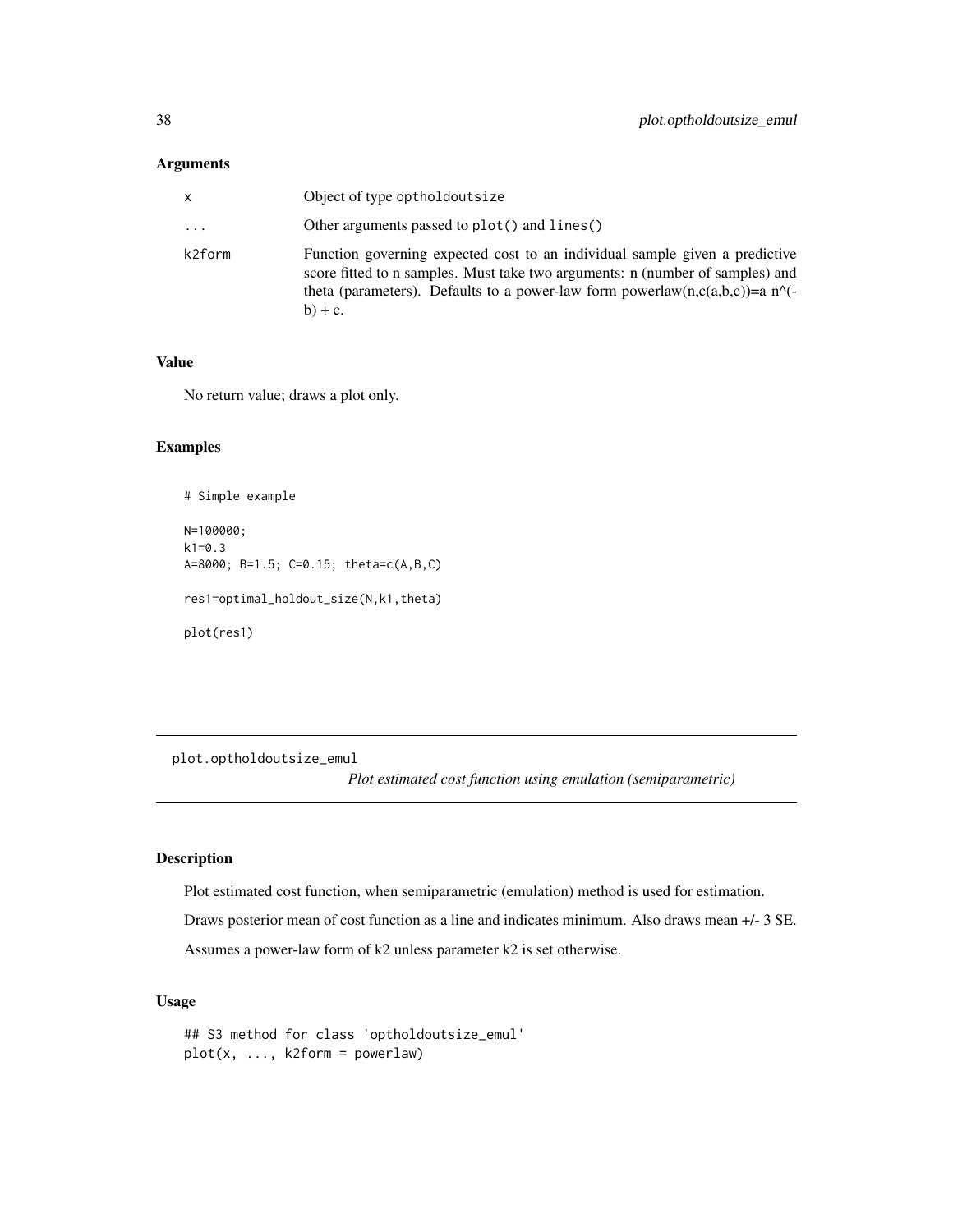#### Arguments

| | |
|---|---|
| x | Object of type optholdoutsize |
| ... | Other arguments passed to `plot()` and `lines()` |
| k2form | Function governing expected cost to an individual sample given a predictive score fitted to n samples. Must take two arguments: n (number of samples) and theta (parameters). Defaults to a power-law form powerlaw(n,c(a,b,c))=a n^(-b) + c. |

#### Value

No return value; draws a plot only.

#### Examples

```
# Simple example

N=100000;
k1=0.3
A=8000; B=1.5; C=0.15; theta=c(A,B,C)

res1=optimal_holdout_size(N,k1,theta)

plot(res1)
```

---

## plot.optholdoutsize_emul

*Plot estimated cost function using emulation (semiparametric)*

---

#### Description

Plot estimated cost function, when semiparametric (emulation) method is used for estimation.

Draws posterior mean of cost function as a line and indicates minimum. Also draws mean +/- 3 SE.

Assumes a power-law form of k2 unless parameter k2 is set otherwise.

#### Usage

```
## S3 method for class 'optholdoutsize_emul'
plot(x, ..., k2form = powerlaw)
```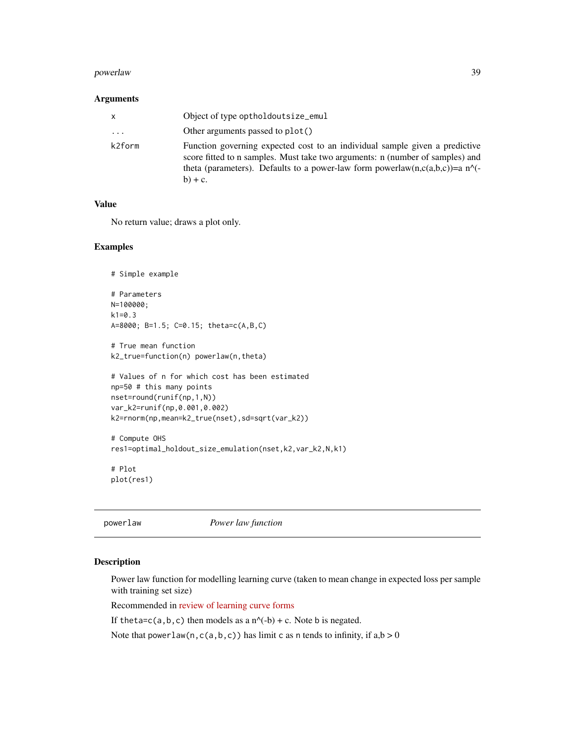### Arguments

| | |
|---|---|
| x | Object of type optholdoutsize_emul |
| ... | Other arguments passed to plot() |
| k2form | Function governing expected cost to an individual sample given a predictive score fitted to n samples. Must take two arguments: n (number of samples) and theta (parameters). Defaults to a power-law form powerlaw(n,c(a,b,c))=a n^(-b) + c. |

### Value

No return value; draws a plot only.

### Examples

```
# Simple example

# Parameters
N=100000;
k1=0.3
A=8000; B=1.5; C=0.15; theta=c(A,B,C)

# True mean function
k2_true=function(n) powerlaw(n,theta)

# Values of n for which cost has been estimated
np=50 # this many points
nset=round(runif(np,1,N))
var_k2=runif(np,0.001,0.002)
k2=rnorm(np,mean=k2_true(nset),sd=sqrt(var_k2))

# Compute OHS
res1=optimal_holdout_size_emulation(nset,k2,var_k2,N,k1)

# Plot
plot(res1)
```

---

## powerlaw *Power law function*

### Description

Power law function for modelling learning curve (taken to mean change in expected loss per sample with training set size)

Recommended in review of learning curve forms

If theta=c(a,b,c) then models as a n^(-b) + c. Note b is negated.

Note that powerlaw(n,c(a,b,c)) has limit c as n tends to infinity, if a,b > 0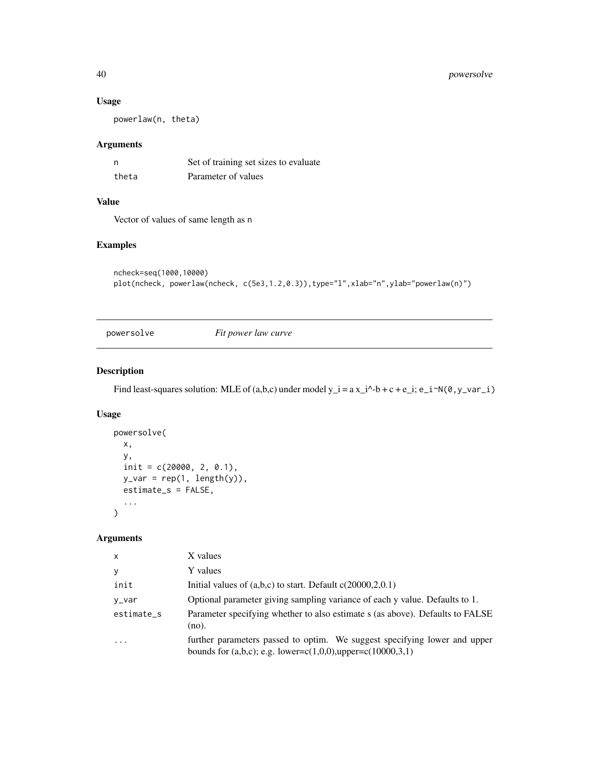### Usage

```
powerlaw(n, theta)
```

### Arguments

| | |
|---|---|
| n | Set of training set sizes to evaluate |
| theta | Parameter of values |

### Value

Vector of values of same length as n

### Examples

```
ncheck=seq(1000,10000)
plot(ncheck, powerlaw(ncheck, c(5e3,1.2,0.3)),type="l",xlab="n",ylab="powerlaw(n)")
```

---

## powersolve *Fit power law curve*

---

### Description

Find least-squares solution: MLE of (a,b,c) under model $y_i = a x_i^{-b} + c + e_i$; $e_i \sim N(0, y\_var_i)$

### Usage

```
powersolve(
  x,
  y,
  init = c(20000, 2, 0.1),
  y_var = rep(1, length(y)),
  estimate_s = FALSE,
  ...
)
```

### Arguments

| | |
|---|---|
| x | X values |
| y | Y values |
| init | Initial values of (a,b,c) to start. Default c(20000,2,0.1) |
| y_var | Optional parameter giving sampling variance of each y value. Defaults to 1. |
| estimate_s | Parameter specifying whether to also estimate s (as above). Defaults to FALSE (no). |
| ... | further parameters passed to optim. We suggest specifying lower and upper bounds for (a,b,c); e.g. lower=c(1,0,0),upper=c(10000,3,1) |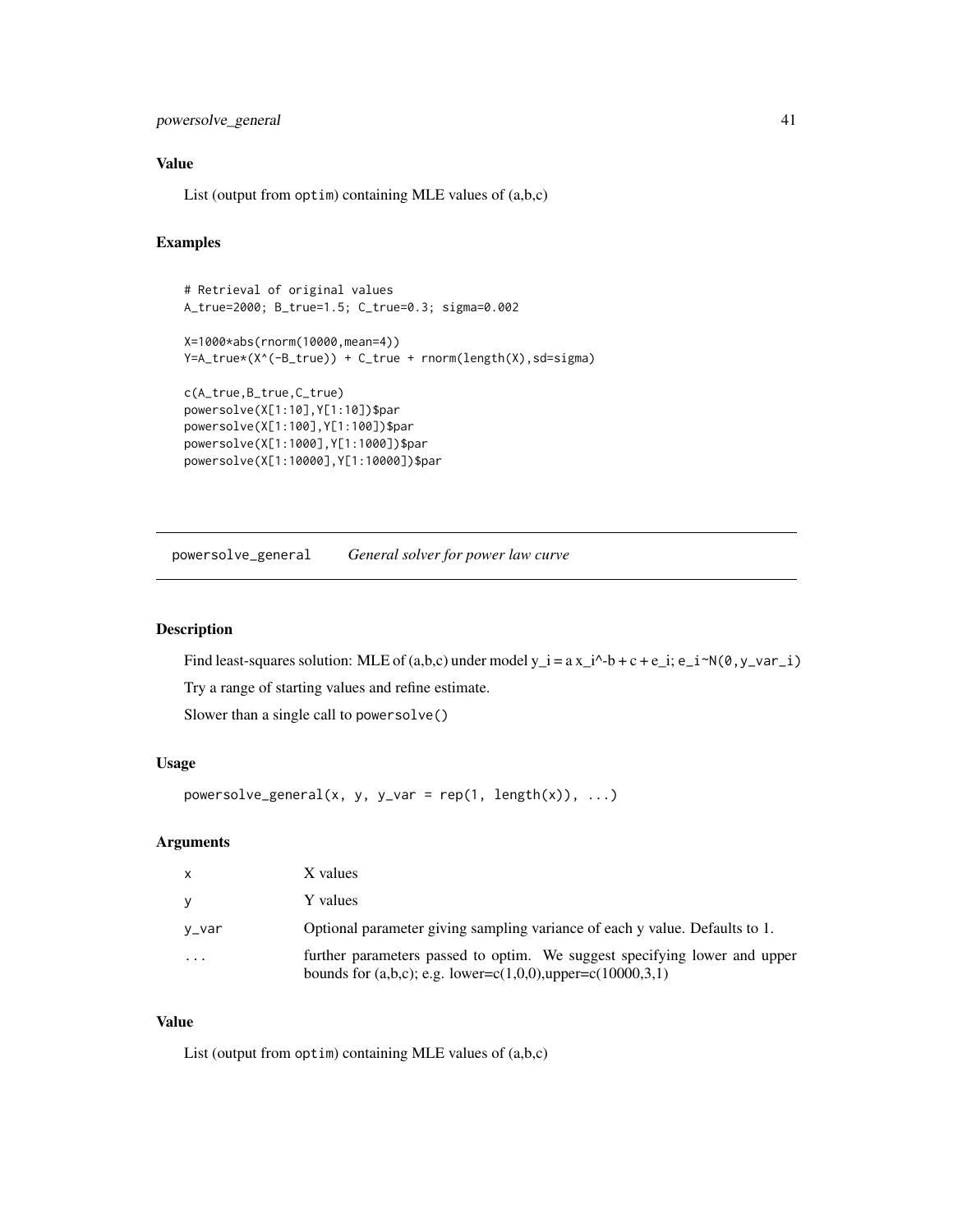### Value

List (output from optim) containing MLE values of (a,b,c)

### Examples

```
# Retrieval of original values
A_true=2000; B_true=1.5; C_true=0.3; sigma=0.002

X=1000*abs(rnorm(10000,mean=4))
Y=A_true*(X^(-B_true)) + C_true + rnorm(length(X),sd=sigma)

c(A_true,B_true,C_true)
powersolve(X[1:10],Y[1:10])$par
powersolve(X[1:100],Y[1:100])$par
powersolve(X[1:1000],Y[1:1000])$par
powersolve(X[1:10000],Y[1:10000])$par
```

---

## `powersolve_general` *General solver for power law curve*

---

### Description

Find least-squares solution: MLE of (a,b,c) under model $y_i = a x_i^{-b} + c + e_i$; $e_i \sim N(0, y\_var_i)$

Try a range of starting values and refine estimate.

Slower than a single call to `powersolve()`

### Usage

```
powersolve_general(x, y, y_var = rep(1, length(x)), ...)
```

### Arguments

| | |
|---|---|
| `x` | X values |
| `y` | Y values |
| `y_var` | Optional parameter giving sampling variance of each y value. Defaults to 1. |
| `...` | further parameters passed to optim. We suggest specifying lower and upper bounds for (a,b,c); e.g. lower=c(1,0,0),upper=c(10000,3,1) |

### Value

List (output from `optim`) containing MLE values of (a,b,c)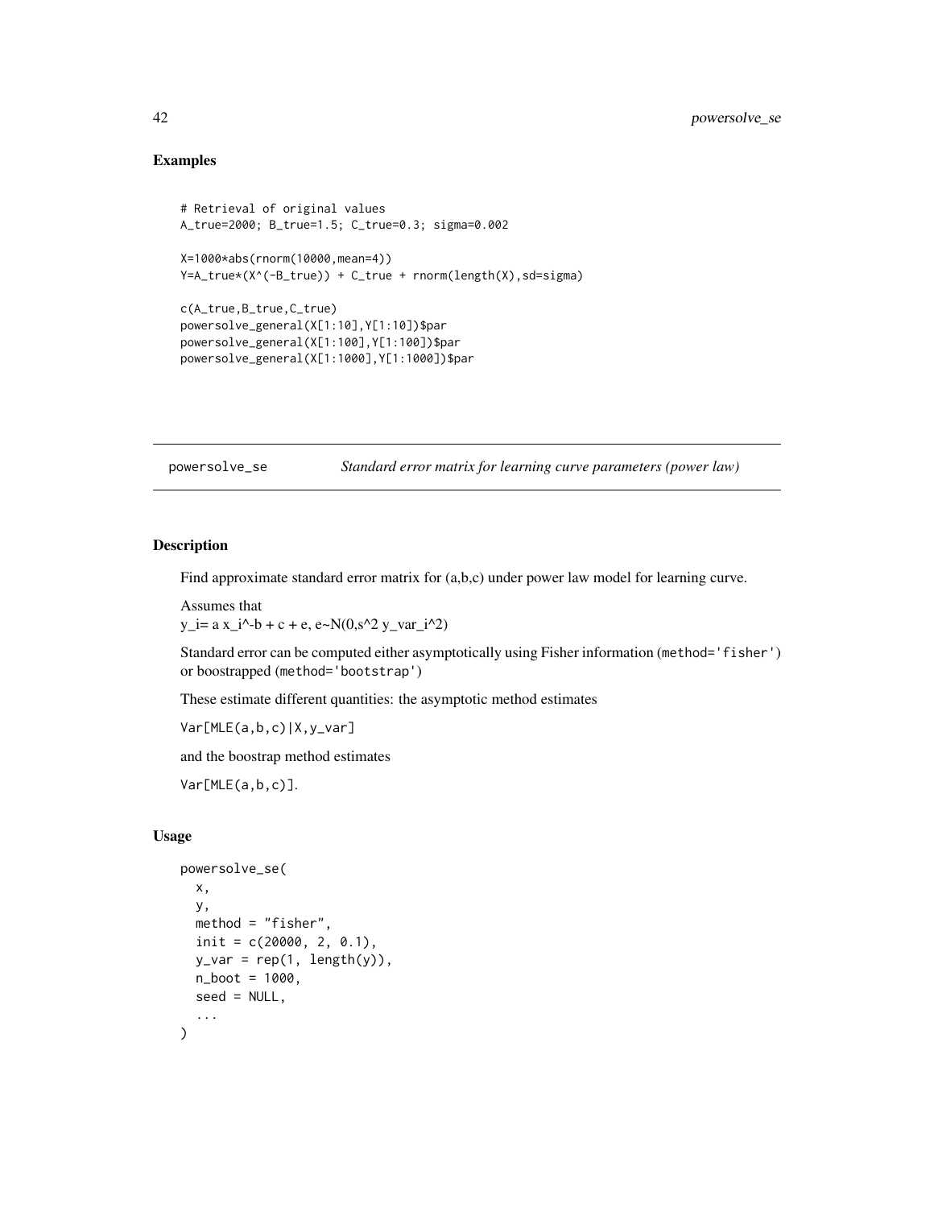## Examples

```
# Retrieval of original values
A_true=2000; B_true=1.5; C_true=0.3; sigma=0.002

X=1000*abs(rnorm(10000,mean=4))
Y=A_true*(X^(-B_true)) + C_true + rnorm(length(X),sd=sigma)

c(A_true,B_true,C_true)
powersolve_general(X[1:10],Y[1:10])$par
powersolve_general(X[1:100],Y[1:100])$par
powersolve_general(X[1:1000],Y[1:1000])$par
```

---

powersolve_se    *Standard error matrix for learning curve parameters (power law)*

---

## Description

Find approximate standard error matrix for (a,b,c) under power law model for learning curve.

Assumes that
$y_i= a x_i^{-b} + c + e$, $e \sim N(0,s^2 y\_var_i^2)$

Standard error can be computed either asymptotically using Fisher information (`method='fisher'`) or boostrapped (`method='bootstrap'`)

These estimate different quantities: the asymptotic method estimates

`Var[MLE(a,b,c)|X,y_var]`

and the boostrap method estimates

`Var[MLE(a,b,c)]`.

## Usage

```
powersolve_se(
  x,
  y,
  method = "fisher",
  init = c(20000, 2, 0.1),
  y_var = rep(1, length(y)),
  n_boot = 1000,
  seed = NULL,
  ...
)
```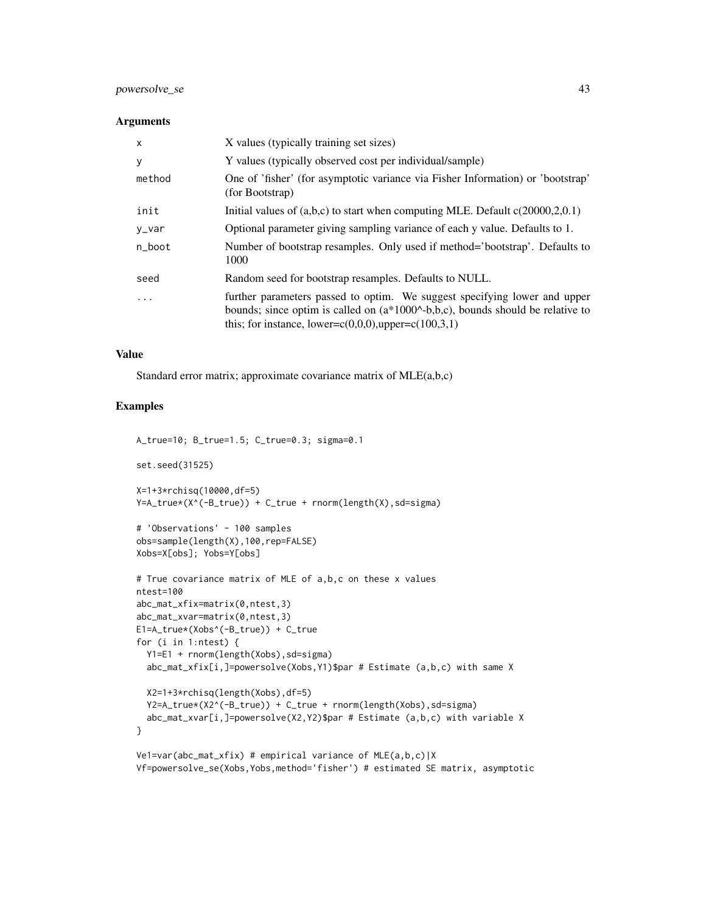### Arguments

| | |
|---|---|
| x | X values (typically training set sizes) |
| y | Y values (typically observed cost per individual/sample) |
| method | One of 'fisher' (for asymptotic variance via Fisher Information) or 'bootstrap' (for Bootstrap) |
| init | Initial values of (a,b,c) to start when computing MLE. Default c(20000,2,0.1) |
| y_var | Optional parameter giving sampling variance of each y value. Defaults to 1. |
| n_boot | Number of bootstrap resamples. Only used if method='bootstrap'. Defaults to 1000 |
| seed | Random seed for bootstrap resamples. Defaults to NULL. |
| ... | further parameters passed to optim. We suggest specifying lower and upper bounds; since optim is called on (a*1000^-b,b,c), bounds should be relative to this; for instance, lower=c(0,0,0),upper=c(100,3,1) |

### Value

Standard error matrix; approximate covariance matrix of MLE(a,b,c)

### Examples

```
A_true=10; B_true=1.5; C_true=0.3; sigma=0.1

set.seed(31525)

X=1+3*rchisq(10000,df=5)
Y=A_true*(X^(-B_true)) + C_true + rnorm(length(X),sd=sigma)

# 'Observations' - 100 samples
obs=sample(length(X),100,rep=FALSE)
Xobs=X[obs]; Yobs=Y[obs]

# True covariance matrix of MLE of a,b,c on these x values
ntest=100
abc_mat_xfix=matrix(0,ntest,3)
abc_mat_xvar=matrix(0,ntest,3)
E1=A_true*(Xobs^(-B_true)) + C_true
for (i in 1:ntest) {
  Y1=E1 + rnorm(length(Xobs),sd=sigma)
  abc_mat_xfix[i,]=powersolve(Xobs,Y1)$par # Estimate (a,b,c) with same X

  X2=1+3*rchisq(length(Xobs),df=5)
  Y2=A_true*(X2^(-B_true)) + C_true + rnorm(length(Xobs),sd=sigma)
  abc_mat_xvar[i,]=powersolve(X2,Y2)$par # Estimate (a,b,c) with variable X
}

Ve1=var(abc_mat_xfix) # empirical variance of MLE(a,b,c)|X
Vf=powersolve_se(Xobs,Yobs,method='fisher') # estimated SE matrix, asymptotic
```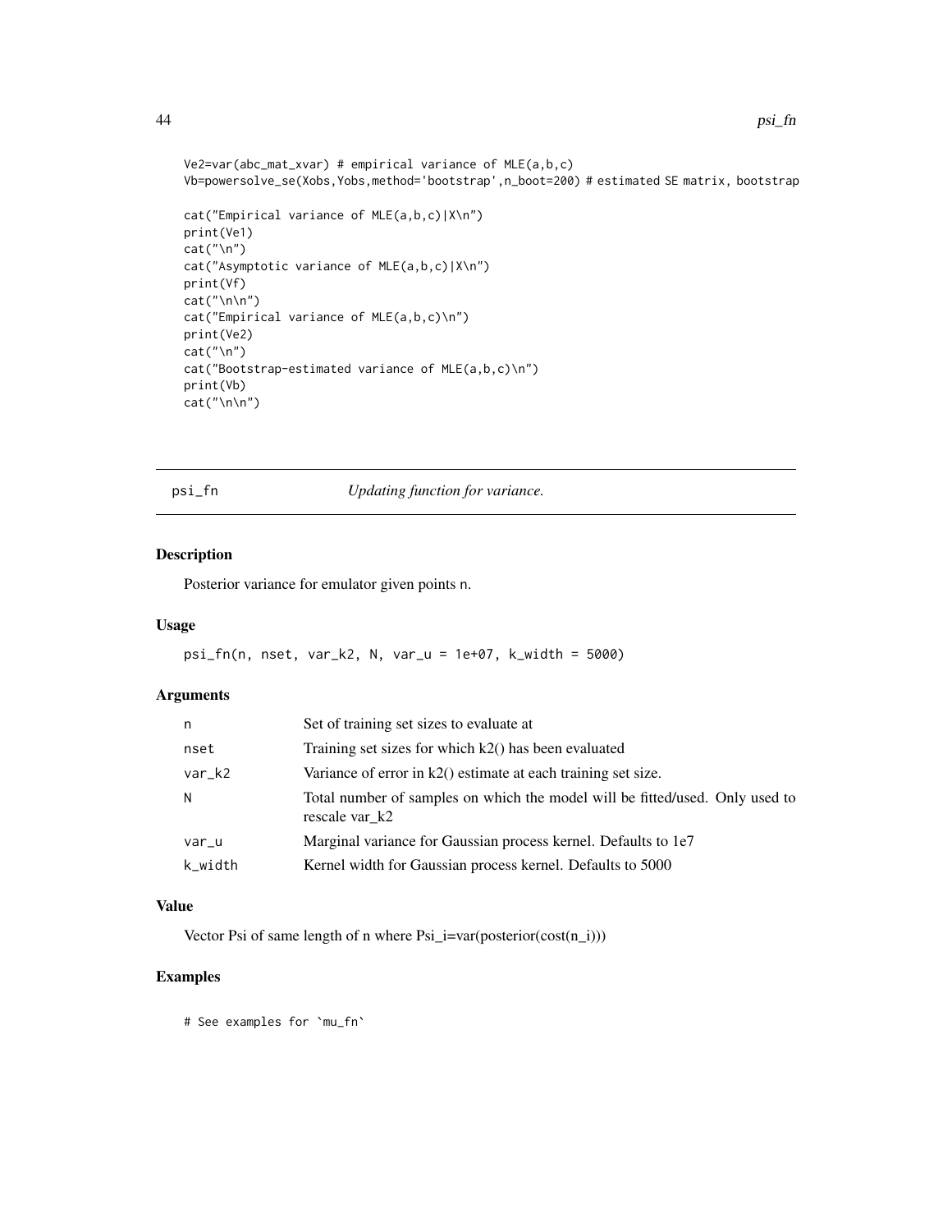```
Ve2=var(abc_mat_xvar) # empirical variance of MLE(a,b,c)
Vb=powersolve_se(Xobs,Yobs,method='bootstrap',n_boot=200) # estimated SE matrix, bootstrap

cat("Empirical variance of MLE(a,b,c)|X\n")
print(Ve1)
cat("\n")
cat("Asymptotic variance of MLE(a,b,c)|X\n")
print(Vf)
cat("\n\n")
cat("Empirical variance of MLE(a,b,c)\n")
print(Ve2)
cat("\n")
cat("Bootstrap-estimated variance of MLE(a,b,c)\n")
print(Vb)
cat("\n\n")
```

## psi_fn — *Updating function for variance.*

### Description

Posterior variance for emulator given points n.

### Usage

```
psi_fn(n, nset, var_k2, N, var_u = 1e+07, k_width = 5000)
```

### Arguments

| | |
|---|---|
| n | Set of training set sizes to evaluate at |
| nset | Training set sizes for which k2() has been evaluated |
| var_k2 | Variance of error in k2() estimate at each training set size. |
| N | Total number of samples on which the model will be fitted/used. Only used to rescale var_k2 |
| var_u | Marginal variance for Gaussian process kernel. Defaults to 1e7 |
| k_width | Kernel width for Gaussian process kernel. Defaults to 5000 |

### Value

Vector Psi of same length of n where Psi_i=var(posterior(cost(n_i)))

### Examples

```
# See examples for `mu_fn`
```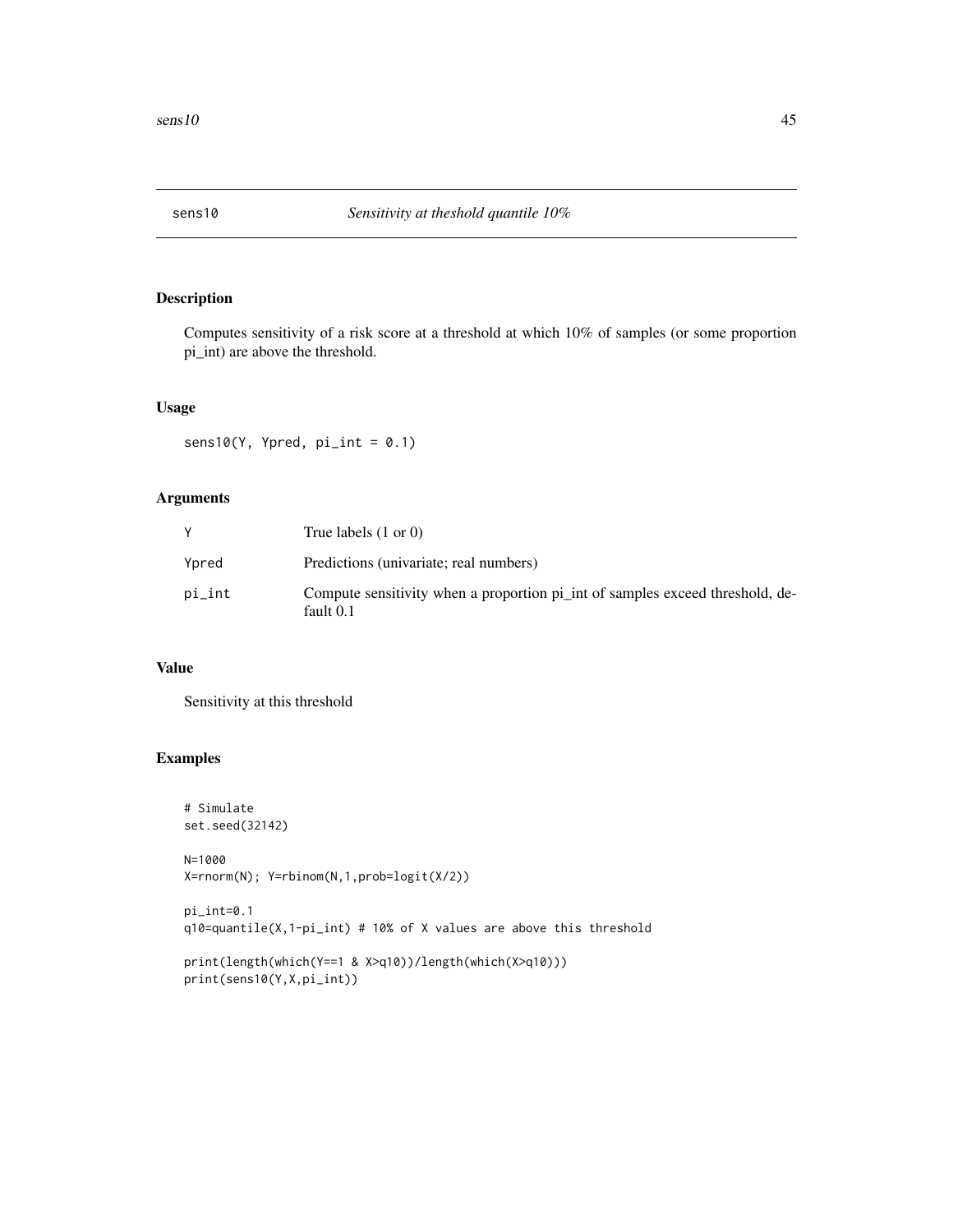# sens10 *Sensitivity at theshold quantile 10%*

## Description

Computes sensitivity of a risk score at a threshold at which 10% of samples (or some proportion pi_int) are above the threshold.

## Usage

```
sens10(Y, Ypred, pi_int = 0.1)
```

## Arguments

| | |
|---|---|
| Y | True labels (1 or 0) |
| Ypred | Predictions (univariate; real numbers) |
| pi_int | Compute sensitivity when a proportion pi_int of samples exceed threshold, default 0.1 |

## Value

Sensitivity at this threshold

## Examples

```
# Simulate
set.seed(32142)

N=1000
X=rnorm(N); Y=rbinom(N,1,prob=logit(X/2))

pi_int=0.1
q10=quantile(X,1-pi_int) # 10% of X values are above this threshold

print(length(which(Y==1 & X>q10))/length(which(X>q10)))
print(sens10(Y,X,pi_int))
```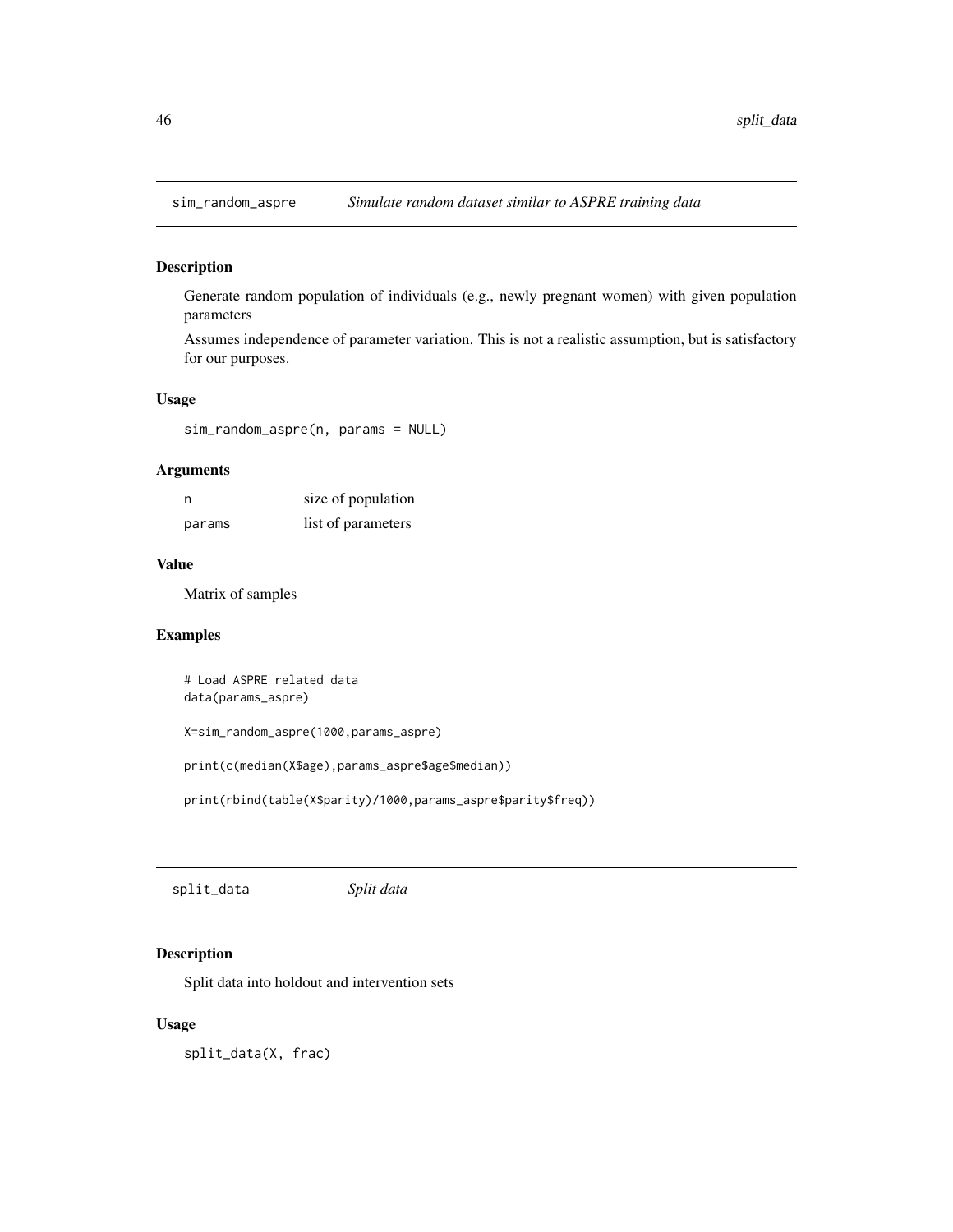## sim_random_aspre — *Simulate random dataset similar to ASPRE training data*

### Description

Generate random population of individuals (e.g., newly pregnant women) with given population parameters

Assumes independence of parameter variation. This is not a realistic assumption, but is satisfactory for our purposes.

### Usage

```
sim_random_aspre(n, params = NULL)
```

### Arguments

| | |
|---|---|
| n | size of population |
| params | list of parameters |

### Value

Matrix of samples

### Examples

```
# Load ASPRE related data
data(params_aspre)

X=sim_random_aspre(1000,params_aspre)

print(c(median(X$age),params_aspre$age$median))

print(rbind(table(X$parity)/1000,params_aspre$parity$freq))
```

## split_data — *Split data*

### Description

Split data into holdout and intervention sets

### Usage

```
split_data(X, frac)
```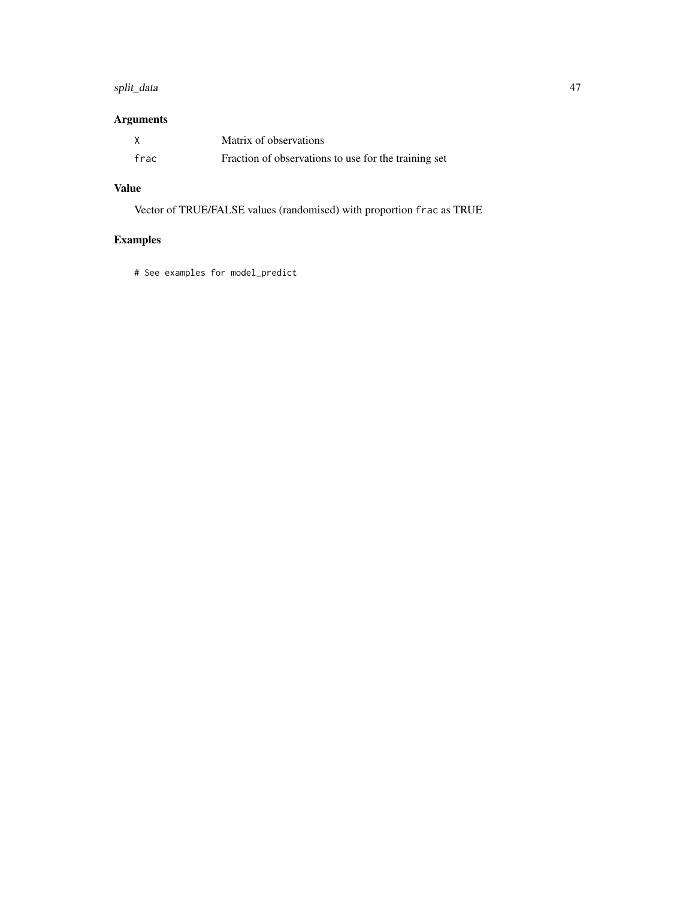## Arguments

| | |
|---|---|
| `X` | Matrix of observations |
| `frac` | Fraction of observations to use for the training set |

## Value

Vector of TRUE/FALSE values (randomised) with proportion `frac` as TRUE

## Examples

```
# See examples for model_predict
```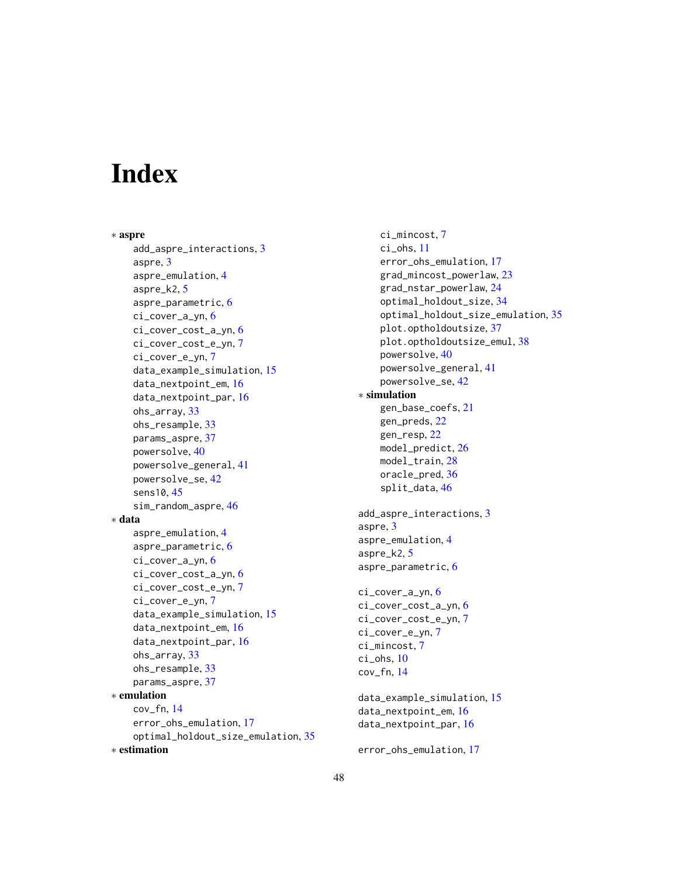# Index

∗ **aspre**
- add_aspre_interactions, 3
- aspre, 3
- aspre_emulation, 4
- aspre_k2, 5
- aspre_parametric, 6
- ci_cover_a_yn, 6
- ci_cover_cost_a_yn, 6
- ci_cover_cost_e_yn, 7
- ci_cover_e_yn, 7
- data_example_simulation, 15
- data_nextpoint_em, 16
- data_nextpoint_par, 16
- ohs_array, 33
- ohs_resample, 33
- params_aspre, 37
- powersolve, 40
- powersolve_general, 41
- powersolve_se, 42
- sens10, 45
- sim_random_aspre, 46

∗ **data**
- aspre_emulation, 4
- aspre_parametric, 6
- ci_cover_a_yn, 6
- ci_cover_cost_a_yn, 6
- ci_cover_cost_e_yn, 7
- ci_cover_e_yn, 7
- data_example_simulation, 15
- data_nextpoint_em, 16
- data_nextpoint_par, 16
- ohs_array, 33
- ohs_resample, 33
- params_aspre, 37

∗ **emulation**
- cov_fn, 14
- error_ohs_emulation, 17
- optimal_holdout_size_emulation, 35

∗ **estimation**
- ci_mincost, 7
- ci_ohs, 11
- error_ohs_emulation, 17
- grad_mincost_powerlaw, 23
- grad_nstar_powerlaw, 24
- optimal_holdout_size, 34
- optimal_holdout_size_emulation, 35
- plot.optholdoutsize, 37
- plot.optholdoutsize_emul, 38
- powersolve, 40
- powersolve_general, 41
- powersolve_se, 42

∗ **simulation**
- gen_base_coefs, 21
- gen_preds, 22
- gen_resp, 22
- model_predict, 26
- model_train, 28
- oracle_pred, 36
- split_data, 46

add_aspre_interactions, 3
aspre, 3
aspre_emulation, 4
aspre_k2, 5
aspre_parametric, 6

ci_cover_a_yn, 6
ci_cover_cost_a_yn, 6
ci_cover_cost_e_yn, 7
ci_cover_e_yn, 7
ci_mincost, 7
ci_ohs, 10
cov_fn, 14

data_example_simulation, 15
data_nextpoint_em, 16
data_nextpoint_par, 16

error_ohs_emulation, 17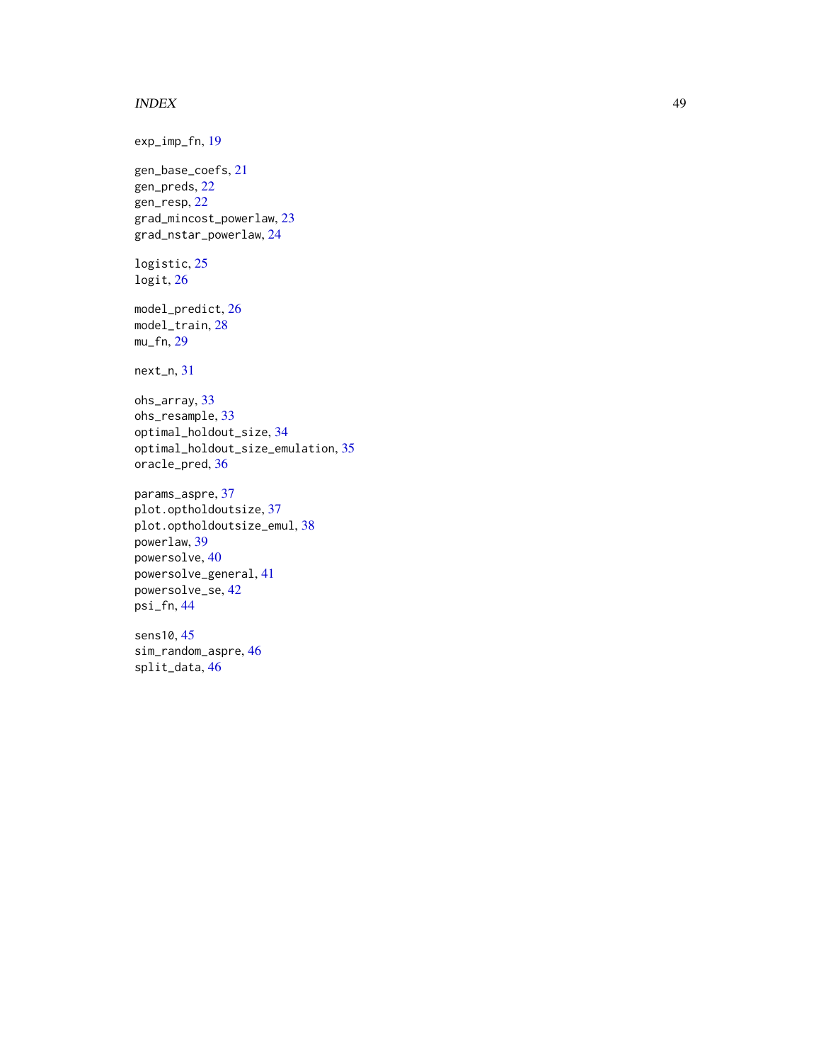exp_imp_fn, 19

gen_base_coefs, 21
gen_preds, 22
gen_resp, 22
grad_mincost_powerlaw, 23
grad_nstar_powerlaw, 24

logistic, 25
logit, 26

model_predict, 26
model_train, 28
mu_fn, 29

next_n, 31

ohs_array, 33
ohs_resample, 33
optimal_holdout_size, 34
optimal_holdout_size_emulation, 35
oracle_pred, 36

params_aspre, 37
plot.optholdoutsize, 37
plot.optholdoutsize_emul, 38
powerlaw, 39
powersolve, 40
powersolve_general, 41
powersolve_se, 42
psi_fn, 44

sens10, 45
sim_random_aspre, 46
split_data, 46